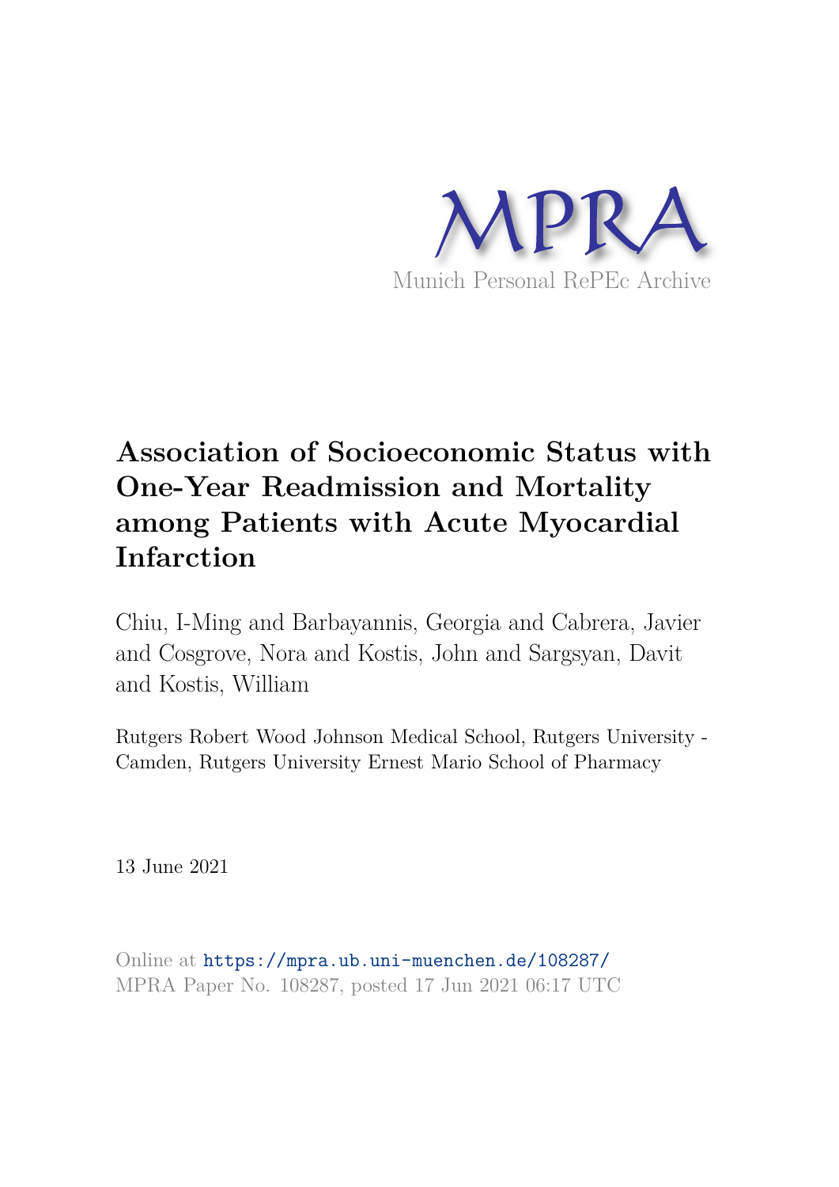MPRA

Munich Personal RePEc Archive

# Association of Socioeconomic Status with One-Year Readmission and Mortality among Patients with Acute Myocardial Infarction

Chiu, I-Ming and Barbayannis, Georgia and Cabrera, Javier and Cosgrove, Nora and Kostis, John and Sargsyan, Davit and Kostis, William

Rutgers Robert Wood Johnson Medical School, Rutgers University - Camden, Rutgers University Ernest Mario School of Pharmacy

13 June 2021

Online at https://mpra.ub.uni-muenchen.de/108287/
MPRA Paper No. 108287, posted 17 Jun 2021 06:17 UTC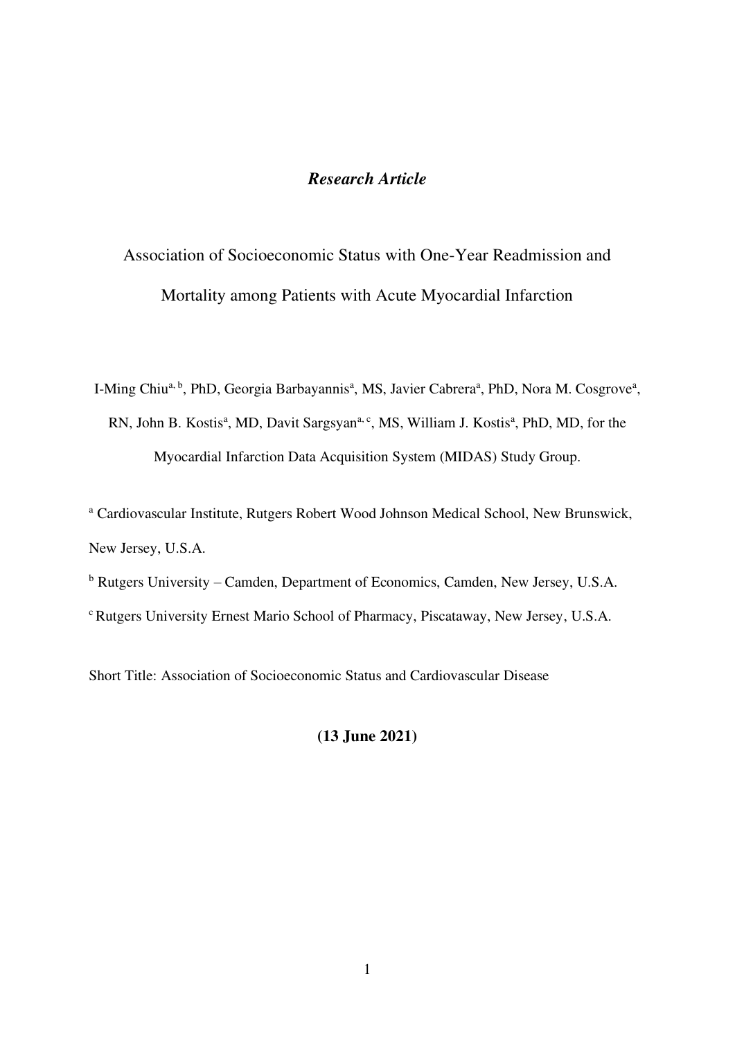*Research Article*

# Association of Socioeconomic Status with One-Year Readmission and Mortality among Patients with Acute Myocardial Infarction

I-Ming Chiu[a, b], PhD, Georgia Barbayannis[a], MS, Javier Cabrera[a], PhD, Nora M. Cosgrove[a], RN, John B. Kostis[a], MD, Davit Sargsyan[a, c], MS, William J. Kostis[a], PhD, MD, for the Myocardial Infarction Data Acquisition System (MIDAS) Study Group.

[a] Cardiovascular Institute, Rutgers Robert Wood Johnson Medical School, New Brunswick, New Jersey, U.S.A.

[b] Rutgers University – Camden, Department of Economics, Camden, New Jersey, U.S.A.

[c] Rutgers University Ernest Mario School of Pharmacy, Piscataway, New Jersey, U.S.A.

Short Title: Association of Socioeconomic Status and Cardiovascular Disease

**(13 June 2021)**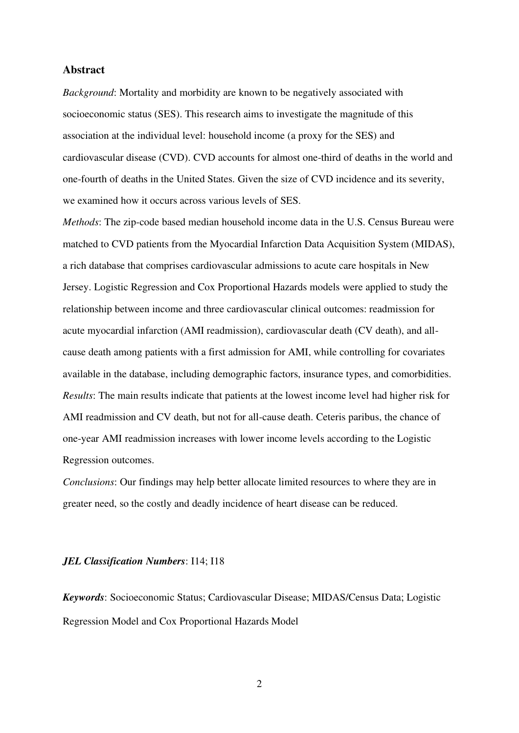## Abstract

*Background*: Mortality and morbidity are known to be negatively associated with socioeconomic status (SES). This research aims to investigate the magnitude of this association at the individual level: household income (a proxy for the SES) and cardiovascular disease (CVD). CVD accounts for almost one-third of deaths in the world and one-fourth of deaths in the United States. Given the size of CVD incidence and its severity, we examined how it occurs across various levels of SES.

*Methods*: The zip-code based median household income data in the U.S. Census Bureau were matched to CVD patients from the Myocardial Infarction Data Acquisition System (MIDAS), a rich database that comprises cardiovascular admissions to acute care hospitals in New Jersey. Logistic Regression and Cox Proportional Hazards models were applied to study the relationship between income and three cardiovascular clinical outcomes: readmission for acute myocardial infarction (AMI readmission), cardiovascular death (CV death), and all-cause death among patients with a first admission for AMI, while controlling for covariates available in the database, including demographic factors, insurance types, and comorbidities.

*Results*: The main results indicate that patients at the lowest income level had higher risk for AMI readmission and CV death, but not for all-cause death. Ceteris paribus, the chance of one-year AMI readmission increases with lower income levels according to the Logistic Regression outcomes.

*Conclusions*: Our findings may help better allocate limited resources to where they are in greater need, so the costly and deadly incidence of heart disease can be reduced.

***JEL Classification Numbers***: I14; I18

***Keywords***: Socioeconomic Status; Cardiovascular Disease; MIDAS/Census Data; Logistic Regression Model and Cox Proportional Hazards Model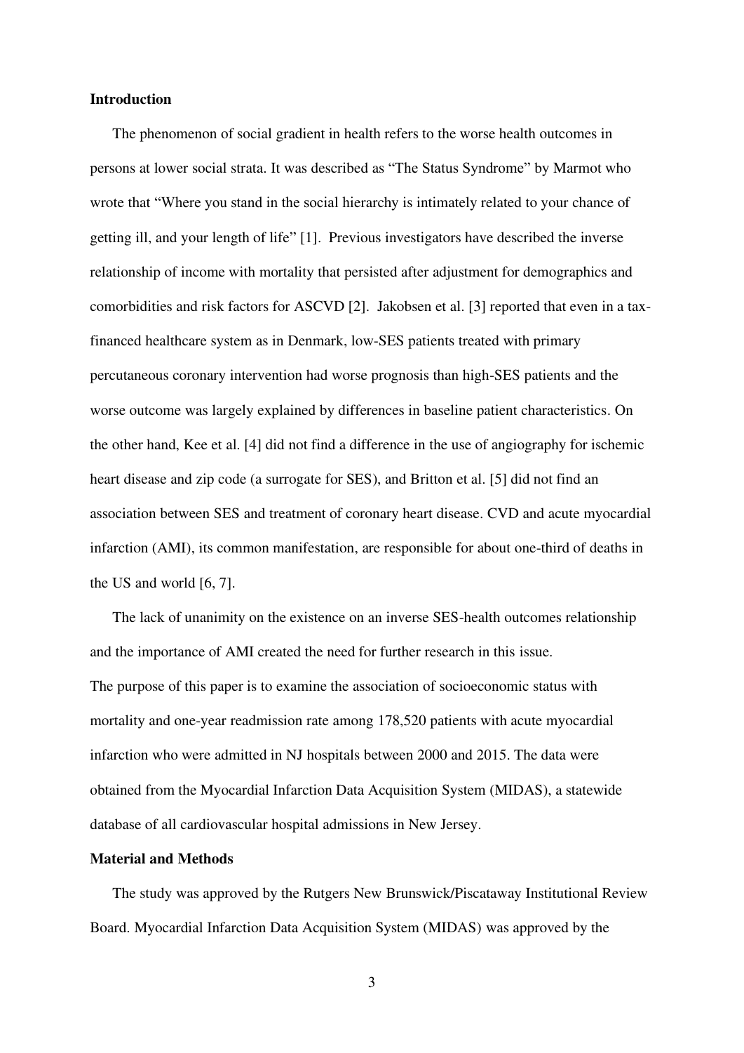**Introduction**

The phenomenon of social gradient in health refers to the worse health outcomes in persons at lower social strata. It was described as "The Status Syndrome" by Marmot who wrote that "Where you stand in the social hierarchy is intimately related to your chance of getting ill, and your length of life" [1]. Previous investigators have described the inverse relationship of income with mortality that persisted after adjustment for demographics and comorbidities and risk factors for ASCVD [2]. Jakobsen et al. [3] reported that even in a tax-financed healthcare system as in Denmark, low-SES patients treated with primary percutaneous coronary intervention had worse prognosis than high-SES patients and the worse outcome was largely explained by differences in baseline patient characteristics. On the other hand, Kee et al. [4] did not find a difference in the use of angiography for ischemic heart disease and zip code (a surrogate for SES), and Britton et al. [5] did not find an association between SES and treatment of coronary heart disease. CVD and acute myocardial infarction (AMI), its common manifestation, are responsible for about one-third of deaths in the US and world [6, 7].

The lack of unanimity on the existence on an inverse SES-health outcomes relationship and the importance of AMI created the need for further research in this issue.
The purpose of this paper is to examine the association of socioeconomic status with mortality and one-year readmission rate among 178,520 patients with acute myocardial infarction who were admitted in NJ hospitals between 2000 and 2015. The data were obtained from the Myocardial Infarction Data Acquisition System (MIDAS), a statewide database of all cardiovascular hospital admissions in New Jersey.

**Material and Methods**

The study was approved by the Rutgers New Brunswick/Piscataway Institutional Review Board. Myocardial Infarction Data Acquisition System (MIDAS) was approved by the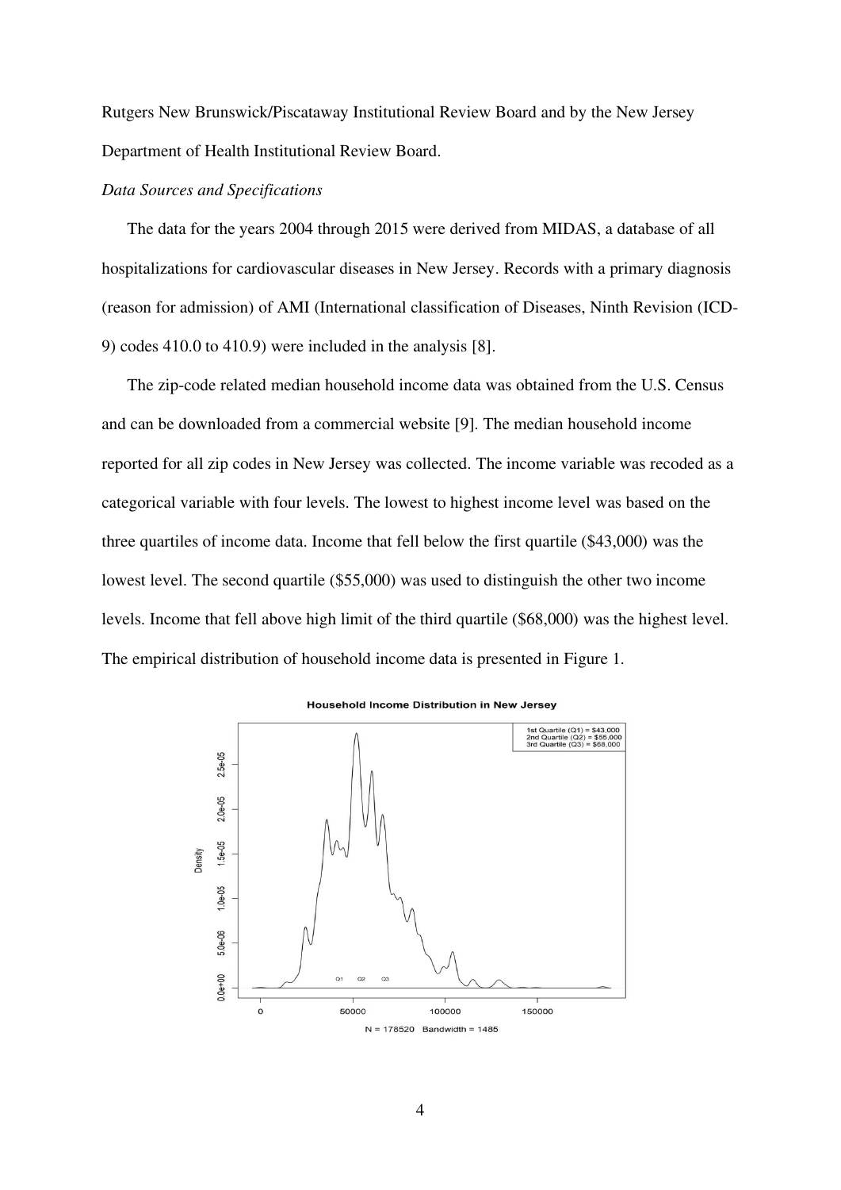Rutgers New Brunswick/Piscataway Institutional Review Board and by the New Jersey Department of Health Institutional Review Board.

*Data Sources and Specifications*

The data for the years 2004 through 2015 were derived from MIDAS, a database of all hospitalizations for cardiovascular diseases in New Jersey. Records with a primary diagnosis (reason for admission) of AMI (International classification of Diseases, Ninth Revision (ICD-9) codes 410.0 to 410.9) were included in the analysis [8].

The zip-code related median household income data was obtained from the U.S. Census and can be downloaded from a commercial website [9]. The median household income reported for all zip codes in New Jersey was collected. The income variable was recoded as a categorical variable with four levels. The lowest to highest income level was based on the three quartiles of income data. Income that fell below the first quartile ($43,000) was the lowest level. The second quartile ($55,000) was used to distinguish the other two income levels. Income that fell above high limit of the third quartile ($68,000) was the highest level. The empirical distribution of household income data is presented in Figure 1.

**Household Income Distribution in New Jersey**

1st Quartile (Q1) = $43,000
2nd Quartile (Q2) = $55,000
3rd Quartile (Q3) = $68,000

N = 178520 Bandwidth = 1485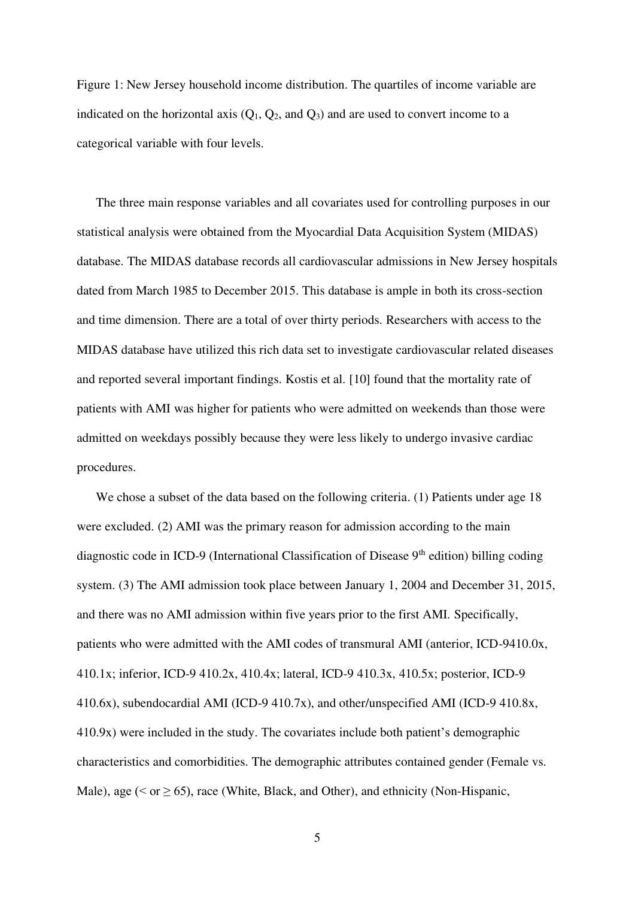Figure 1: New Jersey household income distribution. The quartiles of income variable are indicated on the horizontal axis ($Q_1$, $Q_2$, and $Q_3$) and are used to convert income to a categorical variable with four levels.

The three main response variables and all covariates used for controlling purposes in our statistical analysis were obtained from the Myocardial Data Acquisition System (MIDAS) database. The MIDAS database records all cardiovascular admissions in New Jersey hospitals dated from March 1985 to December 2015. This database is ample in both its cross-section and time dimension. There are a total of over thirty periods. Researchers with access to the MIDAS database have utilized this rich data set to investigate cardiovascular related diseases and reported several important findings. Kostis et al. [10] found that the mortality rate of patients with AMI was higher for patients who were admitted on weekends than those were admitted on weekdays possibly because they were less likely to undergo invasive cardiac procedures.

We chose a subset of the data based on the following criteria. (1) Patients under age 18 were excluded. (2) AMI was the primary reason for admission according to the main diagnostic code in ICD-9 (International Classification of Disease 9th edition) billing coding system. (3) The AMI admission took place between January 1, 2004 and December 31, 2015, and there was no AMI admission within five years prior to the first AMI. Specifically, patients who were admitted with the AMI codes of transmural AMI (anterior, ICD-9410.0x, 410.1x; inferior, ICD-9 410.2x, 410.4x; lateral, ICD-9 410.3x, 410.5x; posterior, ICD-9 410.6x), subendocardial AMI (ICD-9 410.7x), and other/unspecified AMI (ICD-9 410.8x, 410.9x) were included in the study. The covariates include both patient's demographic characteristics and comorbidities. The demographic attributes contained gender (Female vs. Male), age ($<$ or $\geq 65$), race (White, Black, and Other), and ethnicity (Non-Hispanic,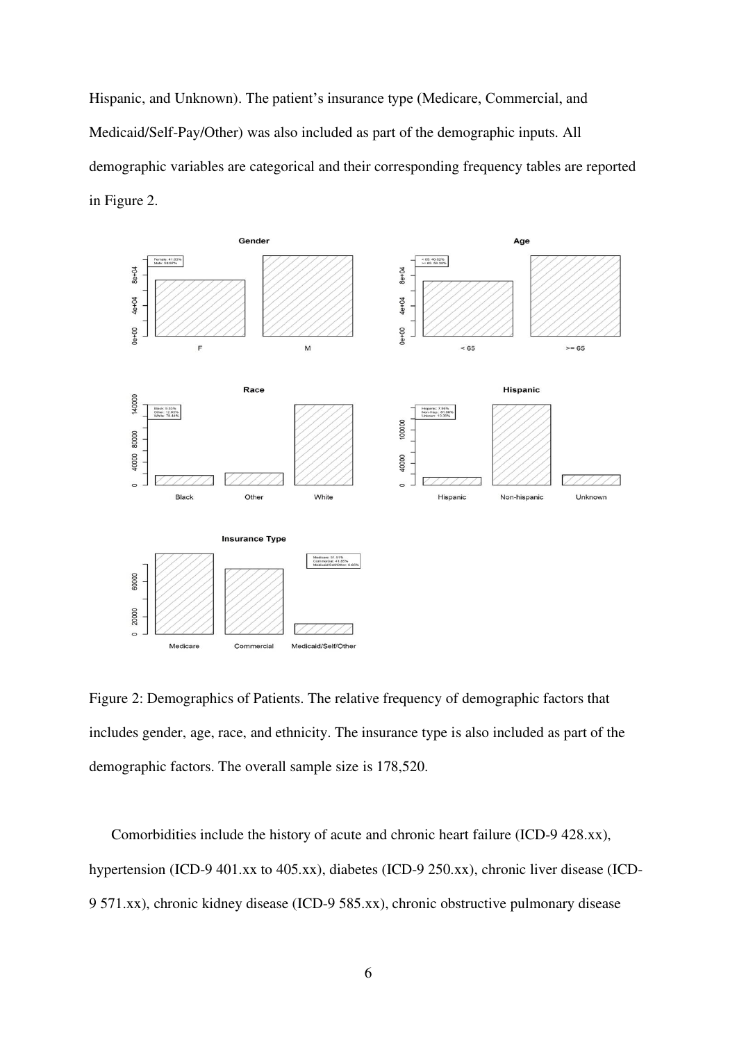Hispanic, and Unknown). The patient's insurance type (Medicare, Commercial, and Medicaid/Self-Pay/Other) was also included as part of the demographic inputs. All demographic variables are categorical and their corresponding frequency tables are reported in Figure 2.

Figure 2: Demographics of Patients. The relative frequency of demographic factors that includes gender, age, race, and ethnicity. The insurance type is also included as part of the demographic factors. The overall sample size is 178,520.

Comorbidities include the history of acute and chronic heart failure (ICD-9 428.xx), hypertension (ICD-9 401.xx to 405.xx), diabetes (ICD-9 250.xx), chronic liver disease (ICD-9 571.xx), chronic kidney disease (ICD-9 585.xx), chronic obstructive pulmonary disease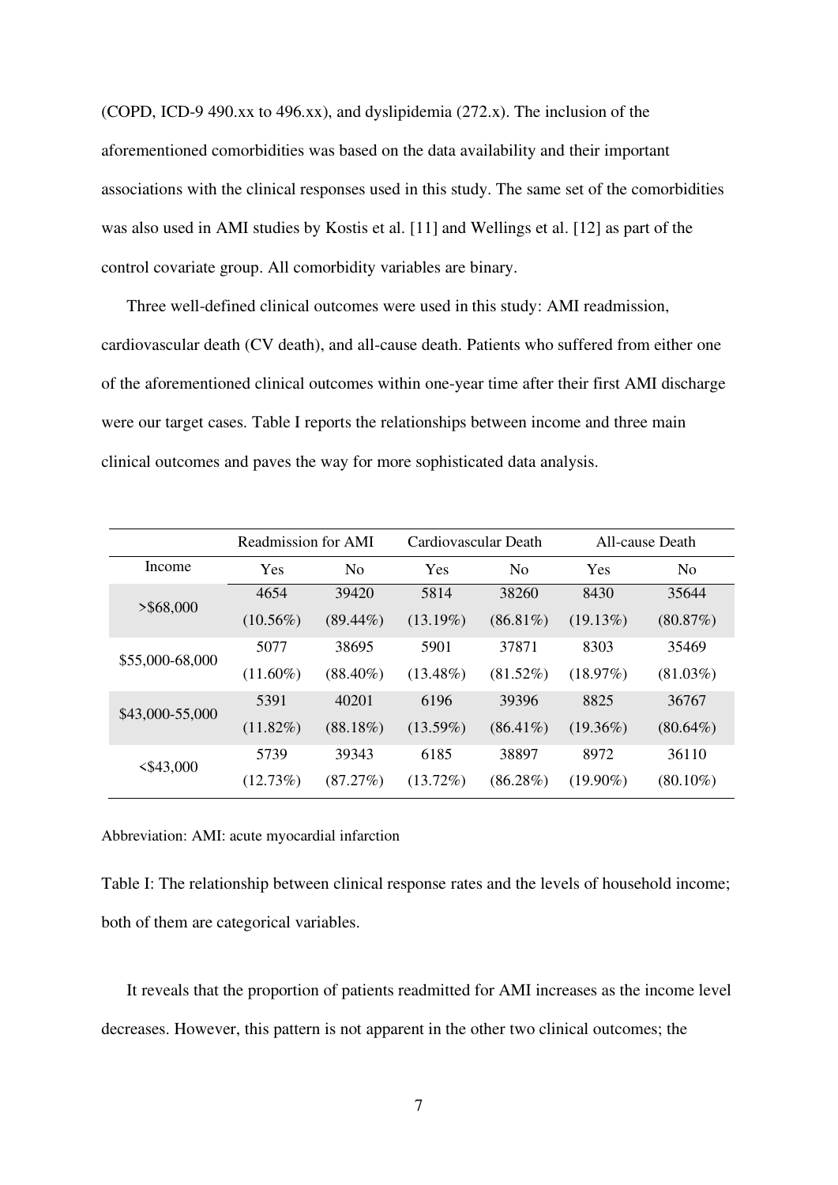(COPD, ICD-9 490.xx to 496.xx), and dyslipidemia (272.x). The inclusion of the aforementioned comorbidities was based on the data availability and their important associations with the clinical responses used in this study. The same set of the comorbidities was also used in AMI studies by Kostis et al. [11] and Wellings et al. [12] as part of the control covariate group. All comorbidity variables are binary.

Three well-defined clinical outcomes were used in this study: AMI readmission, cardiovascular death (CV death), and all-cause death. Patients who suffered from either one of the aforementioned clinical outcomes within one-year time after their first AMI discharge were our target cases. Table I reports the relationships between income and three main clinical outcomes and paves the way for more sophisticated data analysis.

| | Readmission for AMI | | Cardiovascular Death | | All-cause Death | |
|---|---|---|---|---|---|---|
| Income | Yes | No | Yes | No | Yes | No |
| >$68,000 | 4654 (10.56%) | 39420 (89.44%) | 5814 (13.19%) | 38260 (86.81%) | 8430 (19.13%) | 35644 (80.87%) |
| $55,000-68,000 | 5077 (11.60%) | 38695 (88.40%) | 5901 (13.48%) | 37871 (81.52%) | 8303 (18.97%) | 35469 (81.03%) |
| $43,000-55,000 | 5391 (11.82%) | 40201 (88.18%) | 6196 (13.59%) | 39396 (86.41%) | 8825 (19.36%) | 36767 (80.64%) |
| <$43,000 | 5739 (12.73%) | 39343 (87.27%) | 6185 (13.72%) | 38897 (86.28%) | 8972 (19.90%) | 36110 (80.10%) |

Abbreviation: AMI: acute myocardial infarction

Table I: The relationship between clinical response rates and the levels of household income; both of them are categorical variables.

It reveals that the proportion of patients readmitted for AMI increases as the income level decreases. However, this pattern is not apparent in the other two clinical outcomes; the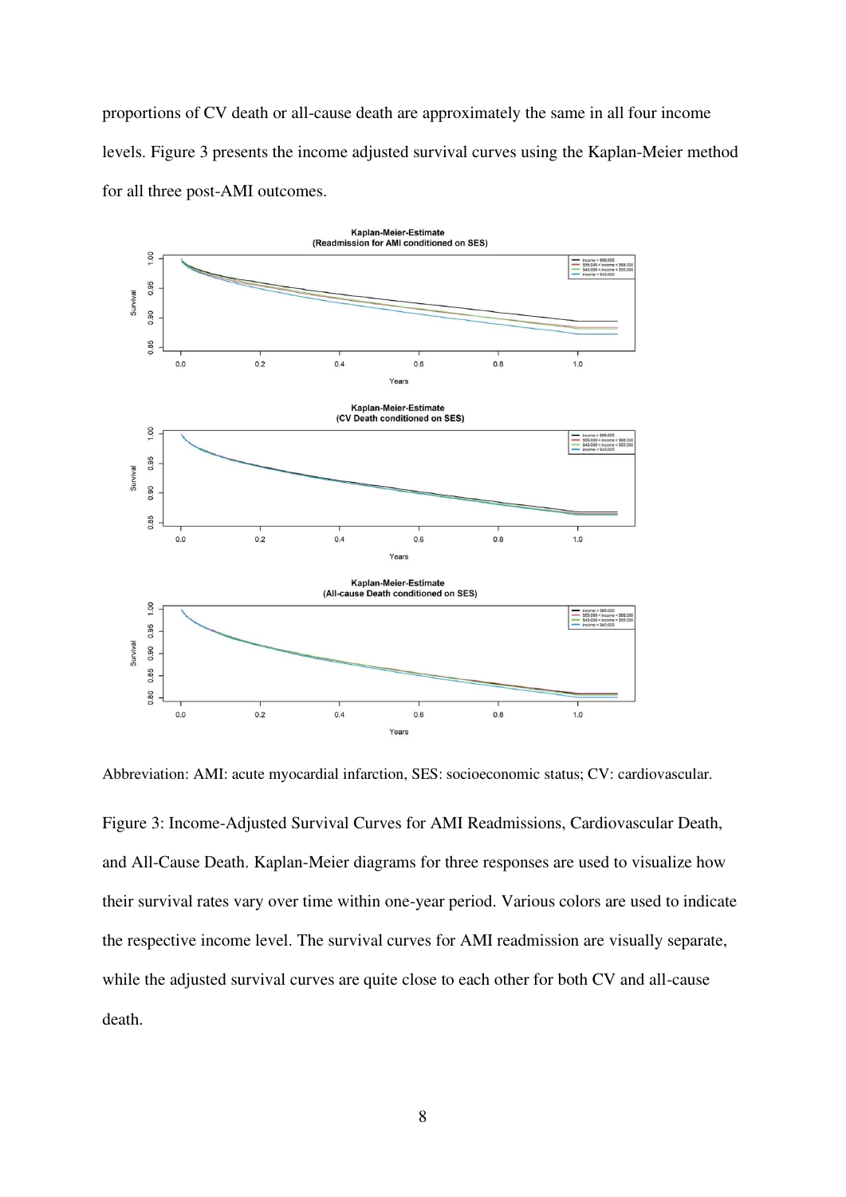proportions of CV death or all-cause death are approximately the same in all four income levels. Figure 3 presents the income adjusted survival curves using the Kaplan-Meier method for all three post-AMI outcomes.

Abbreviation: AMI: acute myocardial infarction, SES: socioeconomic status; CV: cardiovascular.

Figure 3: Income-Adjusted Survival Curves for AMI Readmissions, Cardiovascular Death, and All-Cause Death. Kaplan-Meier diagrams for three responses are used to visualize how their survival rates vary over time within one-year period. Various colors are used to indicate the respective income level. The survival curves for AMI readmission are visually separate, while the adjusted survival curves are quite close to each other for both CV and all-cause death.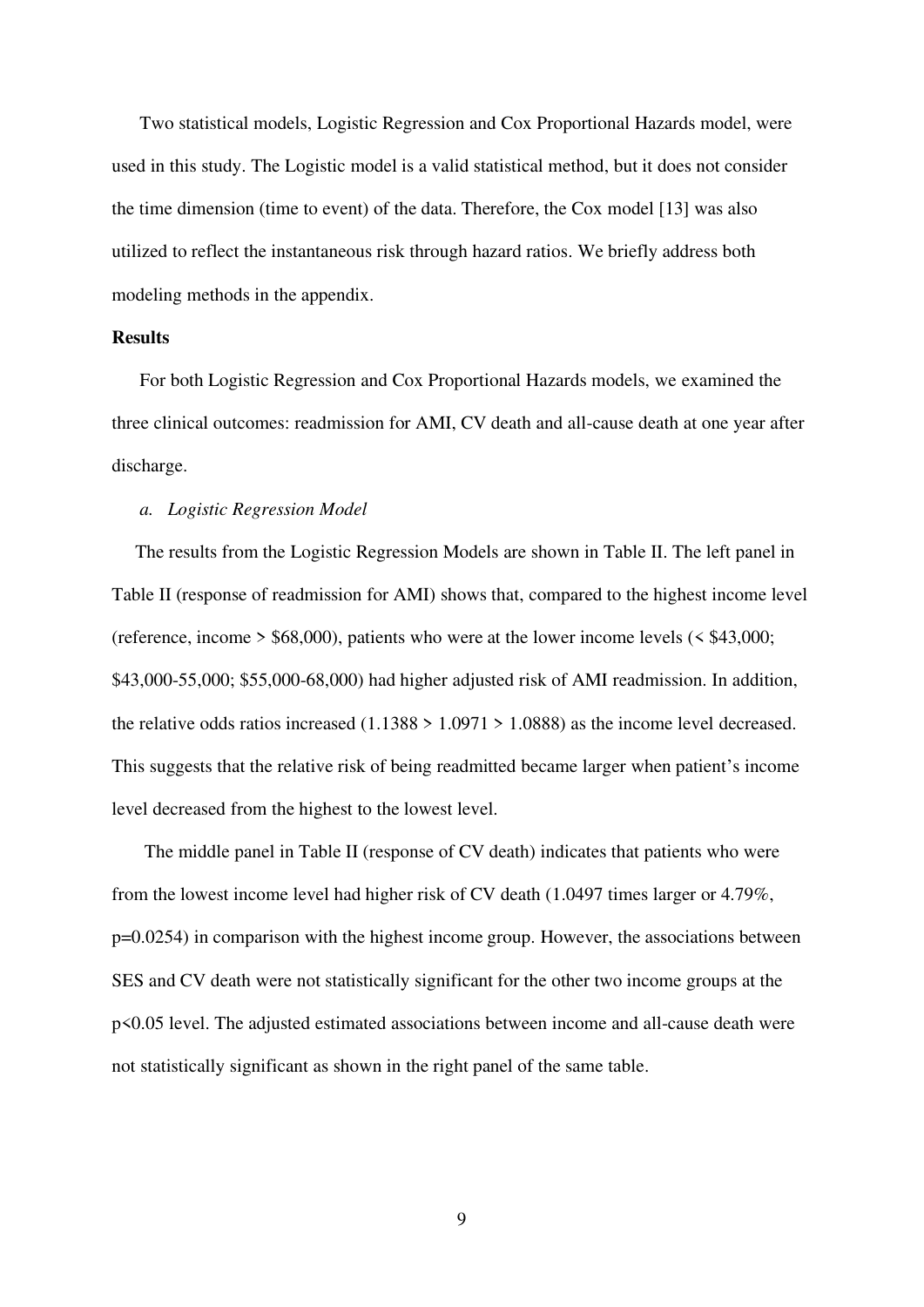Two statistical models, Logistic Regression and Cox Proportional Hazards model, were used in this study. The Logistic model is a valid statistical method, but it does not consider the time dimension (time to event) of the data. Therefore, the Cox model [13] was also utilized to reflect the instantaneous risk through hazard ratios. We briefly address both modeling methods in the appendix.

**Results**

For both Logistic Regression and Cox Proportional Hazards models, we examined the three clinical outcomes: readmission for AMI, CV death and all-cause death at one year after discharge.

*a. Logistic Regression Model*

The results from the Logistic Regression Models are shown in Table II. The left panel in Table II (response of readmission for AMI) shows that, compared to the highest income level (reference, income > \$68,000), patients who were at the lower income levels (< \$43,000; \$43,000-55,000; \$55,000-68,000) had higher adjusted risk of AMI readmission. In addition, the relative odds ratios increased (1.1388 > 1.0971 > 1.0888) as the income level decreased. This suggests that the relative risk of being readmitted became larger when patient's income level decreased from the highest to the lowest level.

The middle panel in Table II (response of CV death) indicates that patients who were from the lowest income level had higher risk of CV death (1.0497 times larger or 4.79%, p=0.0254) in comparison with the highest income group. However, the associations between SES and CV death were not statistically significant for the other two income groups at the $p<0.05$ level. The adjusted estimated associations between income and all-cause death were not statistically significant as shown in the right panel of the same table.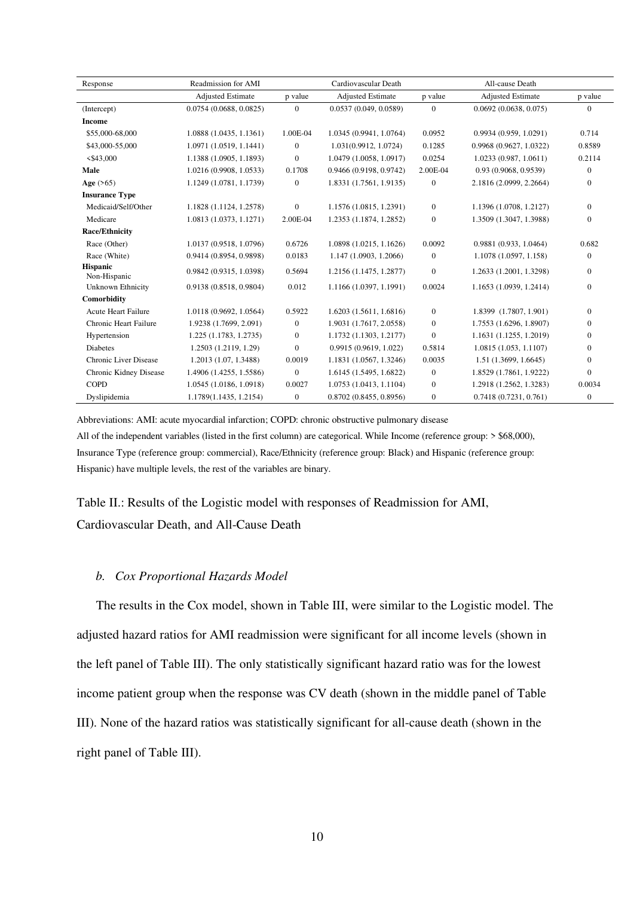| Response | Readmission for AMI | | Cardiovascular Death | | All-cause Death | |
|---|---|---|---|---|---|---|
| | Adjusted Estimate | p value | Adjusted Estimate | p value | Adjusted Estimate | p value |
| (Intercept) | 0.0754 (0.0688, 0.0825) | 0 | 0.0537 (0.049, 0.0589) | 0 | 0.0692 (0.0638, 0.075) | 0 |
| **Income** | | | | | | |
| $55,000-68,000 | 1.0888 (1.0435, 1.1361) | 1.00E-04 | 1.0345 (0.9941, 1.0764) | 0.0952 | 0.9934 (0.959, 1.0291) | 0.714 |
| $43,000-55,000 | 1.0971 (1.0519, 1.1441) | 0 | 1.031(0.9912, 1.0724) | 0.1285 | 0.9968 (0.9627, 1.0322) | 0.8589 |
| <$43,000 | 1.1388 (1.0905, 1.1893) | 0 | 1.0479 (1.0058, 1.0917) | 0.0254 | 1.0233 (0.987, 1.0611) | 0.2114 |
| **Male** | 1.0216 (0.9908, 1.0533) | 0.1708 | 0.9466 (0.9198, 0.9742) | 2.00E-04 | 0.93 (0.9068, 0.9539) | 0 |
| **Age** (>65) | 1.1249 (1.0781, 1.1739) | 0 | 1.8331 (1.7561, 1.9135) | 0 | 2.1816 (2.0999, 2.2664) | 0 |
| **Insurance Type** | | | | | | |
| Medicaid/Self/Other | 1.1828 (1.1124, 1.2578) | 0 | 1.1576 (1.0815, 1.2391) | 0 | 1.1396 (1.0708, 1.2127) | 0 |
| Medicare | 1.0813 (1.0373, 1.1271) | 2.00E-04 | 1.2353 (1.1874, 1.2852) | 0 | 1.3509 (1.3047, 1.3988) | 0 |
| **Race/Ethnicity** | | | | | | |
| Race (Other) | 1.0137 (0.9518, 1.0796) | 0.6726 | 1.0898 (1.0215, 1.1626) | 0.0092 | 0.9881 (0.933, 1.0464) | 0.682 |
| Race (White) | 0.9414 (0.8954, 0.9898) | 0.0183 | 1.147 (1.0903, 1.2066) | 0 | 1.1078 (1.0597, 1.158) | 0 |
| **Hispanic** Non-Hispanic | 0.9842 (0.9315, 1.0398) | 0.5694 | 1.2156 (1.1475, 1.2877) | 0 | 1.2633 (1.2001, 1.3298) | 0 |
| Unknown Ethnicity | 0.9138 (0.8518, 0.9804) | 0.012 | 1.1166 (1.0397, 1.1991) | 0.0024 | 1.1653 (1.0939, 1.2414) | 0 |
| **Comorbidity** | | | | | | |
| Acute Heart Failure | 1.0118 (0.9692, 1.0564) | 0.5922 | 1.6203 (1.5611, 1.6816) | 0 | 1.8399 (1.7807, 1.901) | 0 |
| Chronic Heart Failure | 1.9238 (1.7699, 2.091) | 0 | 1.9031 (1.7617, 2.0558) | 0 | 1.7553 (1.6296, 1.8907) | 0 |
| Hypertension | 1.225 (1.1783, 1.2735) | 0 | 1.1732 (1.1303, 1.2177) | 0 | 1.1631 (1.1255, 1.2019) | 0 |
| Diabetes | 1.2503 (1.2119, 1.29) | 0 | 0.9915 (0.9619, 1.022) | 0.5814 | 1.0815 (1.053, 1.1107) | 0 |
| Chronic Liver Disease | 1.2013 (1.07, 1.3488) | 0.0019 | 1.1831 (1.0567, 1.3246) | 0.0035 | 1.51 (1.3699, 1.6645) | 0 |
| Chronic Kidney Disease | 1.4906 (1.4255, 1.5586) | 0 | 1.6145 (1.5495, 1.6822) | 0 | 1.8529 (1.7861, 1.9222) | 0 |
| COPD | 1.0545 (1.0186, 1.0918) | 0.0027 | 1.0753 (1.0413, 1.1104) | 0 | 1.2918 (1.2562, 1.3283) | 0.0034 |
| Dyslipidemia | 1.1789(1.1435, 1.2154) | 0 | 0.8702 (0.8455, 0.8956) | 0 | 0.7418 (0.7231, 0.761) | 0 |

Abbreviations: AMI: acute myocardial infarction; COPD: chronic obstructive pulmonary disease

All of the independent variables (listed in the first column) are categorical. While Income (reference group: > $68,000), Insurance Type (reference group: commercial), Race/Ethnicity (reference group: Black) and Hispanic (reference group: Hispanic) have multiple levels, the rest of the variables are binary.

Table II.: Results of the Logistic model with responses of Readmission for AMI, Cardiovascular Death, and All-Cause Death

### *b. Cox Proportional Hazards Model*

The results in the Cox model, shown in Table III, were similar to the Logistic model. The adjusted hazard ratios for AMI readmission were significant for all income levels (shown in the left panel of Table III). The only statistically significant hazard ratio was for the lowest income patient group when the response was CV death (shown in the middle panel of Table III). None of the hazard ratios was statistically significant for all-cause death (shown in the right panel of Table III).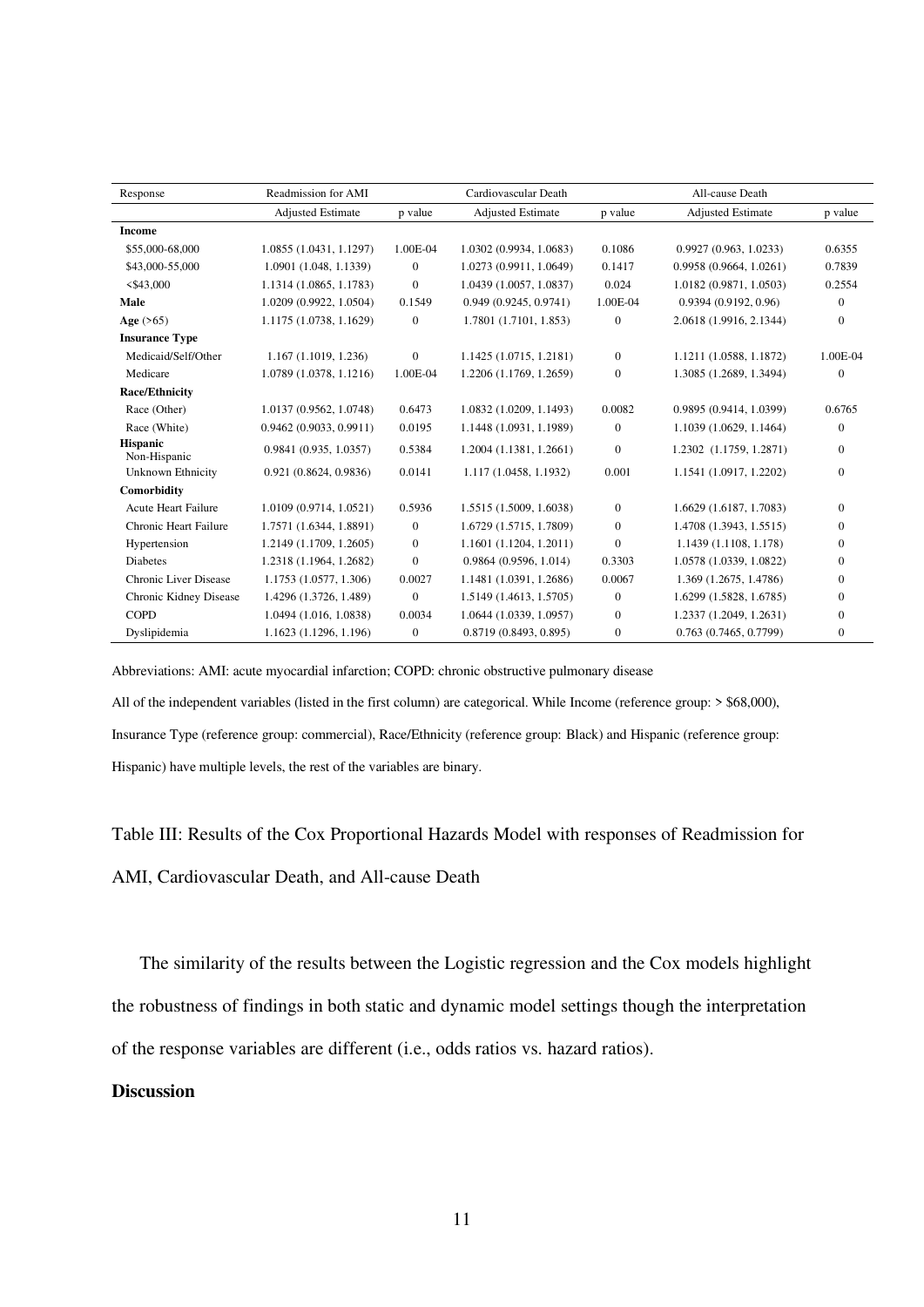| Response | Readmission for AMI | | Cardiovascular Death | | All-cause Death | |
|---|---|---|---|---|---|---|
| | Adjusted Estimate | p value | Adjusted Estimate | p value | Adjusted Estimate | p value |
| **Income** | | | | | | |
| $55,000-68,000 | 1.0855 (1.0431, 1.1297) | 1.00E-04 | 1.0302 (0.9934, 1.0683) | 0.1086 | 0.9927 (0.963, 1.0233) | 0.6355 |
| $43,000-55,000 | 1.0901 (1.048, 1.1339) | 0 | 1.0273 (0.9911, 1.0649) | 0.1417 | 0.9958 (0.9664, 1.0261) | 0.7839 |
| <$43,000 | 1.1314 (1.0865, 1.1783) | 0 | 1.0439 (1.0057, 1.0837) | 0.024 | 1.0182 (0.9871, 1.0503) | 0.2554 |
| **Male** | 1.0209 (0.9922, 1.0504) | 0.1549 | 0.949 (0.9245, 0.9741) | 1.00E-04 | 0.9394 (0.9192, 0.96) | 0 |
| **Age** (>65) | 1.1175 (1.0738, 1.1629) | 0 | 1.7801 (1.7101, 1.853) | 0 | 2.0618 (1.9916, 2.1344) | 0 |
| **Insurance Type** | | | | | | |
| Medicaid/Self/Other | 1.167 (1.1019, 1.236) | 0 | 1.1425 (1.0715, 1.2181) | 0 | 1.1211 (1.0588, 1.1872) | 1.00E-04 |
| Medicare | 1.0789 (1.0378, 1.1216) | 1.00E-04 | 1.2206 (1.1769, 1.2659) | 0 | 1.3085 (1.2689, 1.3494) | 0 |
| **Race/Ethnicity** | | | | | | |
| Race (Other) | 1.0137 (0.9562, 1.0748) | 0.6473 | 1.0832 (1.0209, 1.1493) | 0.0082 | 0.9895 (0.9414, 1.0399) | 0.6765 |
| Race (White) | 0.9462 (0.9033, 0.9911) | 0.0195 | 1.1448 (1.0931, 1.1989) | 0 | 1.1039 (1.0629, 1.1464) | 0 |
| **Hispanic** Non-Hispanic | 0.9841 (0.935, 1.0357) | 0.5384 | 1.2004 (1.1381, 1.2661) | 0 | 1.2302 (1.1759, 1.2871) | 0 |
| Unknown Ethnicity | 0.921 (0.8624, 0.9836) | 0.0141 | 1.117 (1.0458, 1.1932) | 0.001 | 1.1541 (1.0917, 1.2202) | 0 |
| **Comorbidity** | | | | | | |
| Acute Heart Failure | 1.0109 (0.9714, 1.0521) | 0.5936 | 1.5515 (1.5009, 1.6038) | 0 | 1.6629 (1.6187, 1.7083) | 0 |
| Chronic Heart Failure | 1.7571 (1.6344, 1.8891) | 0 | 1.6729 (1.5715, 1.7809) | 0 | 1.4708 (1.3943, 1.5515) | 0 |
| Hypertension | 1.2149 (1.1709, 1.2605) | 0 | 1.1601 (1.1204, 1.2011) | 0 | 1.1439 (1.1108, 1.178) | 0 |
| Diabetes | 1.2318 (1.1964, 1.2682) | 0 | 0.9864 (0.9596, 1.014) | 0.3303 | 1.0578 (1.0339, 1.0822) | 0 |
| Chronic Liver Disease | 1.1753 (1.0577, 1.306) | 0.0027 | 1.1481 (1.0391, 1.2686) | 0.0067 | 1.369 (1.2675, 1.4786) | 0 |
| Chronic Kidney Disease | 1.4296 (1.3726, 1.489) | 0 | 1.5149 (1.4613, 1.5705) | 0 | 1.6299 (1.5828, 1.6785) | 0 |
| COPD | 1.0494 (1.016, 1.0838) | 0.0034 | 1.0644 (1.0339, 1.0957) | 0 | 1.2337 (1.2049, 1.2631) | 0 |
| Dyslipidemia | 1.1623 (1.1296, 1.196) | 0 | 0.8719 (0.8493, 0.895) | 0 | 0.763 (0.7465, 0.7799) | 0 |

Abbreviations: AMI: acute myocardial infarction; COPD: chronic obstructive pulmonary disease

All of the independent variables (listed in the first column) are categorical. While Income (reference group: > $68,000), Insurance Type (reference group: commercial), Race/Ethnicity (reference group: Black) and Hispanic (reference group: Hispanic) have multiple levels, the rest of the variables are binary.

Table III: Results of the Cox Proportional Hazards Model with responses of Readmission for AMI, Cardiovascular Death, and All-cause Death

The similarity of the results between the Logistic regression and the Cox models highlight the robustness of findings in both static and dynamic model settings though the interpretation of the response variables are different (i.e., odds ratios vs. hazard ratios).

## Discussion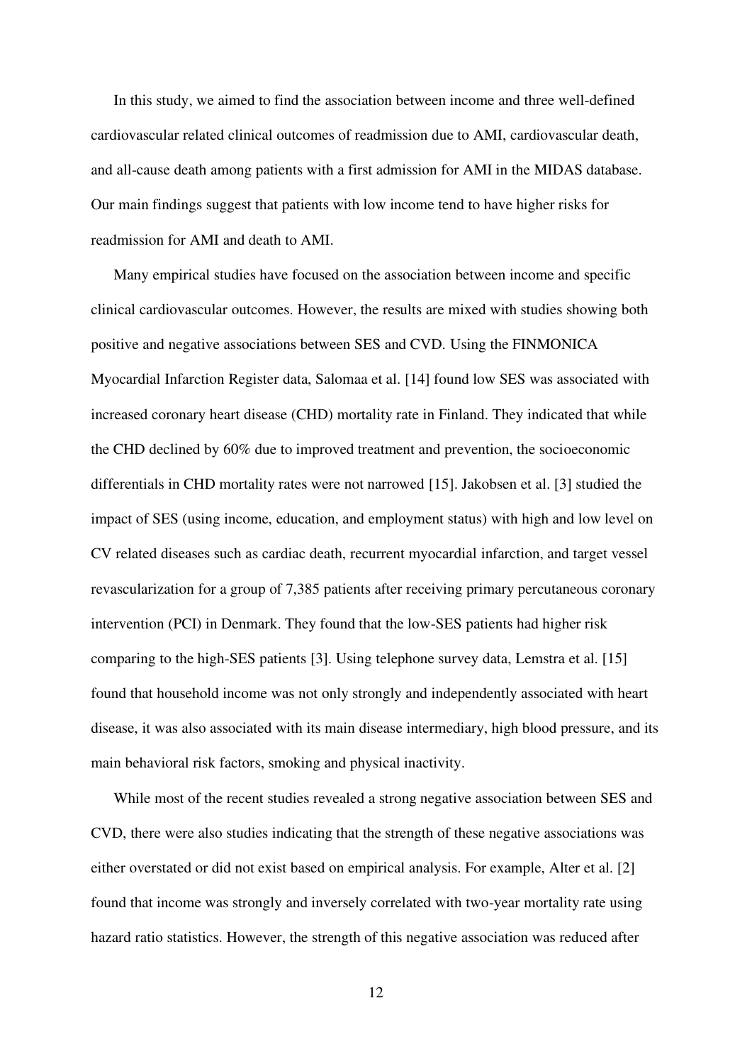In this study, we aimed to find the association between income and three well-defined cardiovascular related clinical outcomes of readmission due to AMI, cardiovascular death, and all-cause death among patients with a first admission for AMI in the MIDAS database. Our main findings suggest that patients with low income tend to have higher risks for readmission for AMI and death to AMI.

Many empirical studies have focused on the association between income and specific clinical cardiovascular outcomes. However, the results are mixed with studies showing both positive and negative associations between SES and CVD. Using the FINMONICA Myocardial Infarction Register data, Salomaa et al. [14] found low SES was associated with increased coronary heart disease (CHD) mortality rate in Finland. They indicated that while the CHD declined by 60% due to improved treatment and prevention, the socioeconomic differentials in CHD mortality rates were not narrowed [15]. Jakobsen et al. [3] studied the impact of SES (using income, education, and employment status) with high and low level on CV related diseases such as cardiac death, recurrent myocardial infarction, and target vessel revascularization for a group of 7,385 patients after receiving primary percutaneous coronary intervention (PCI) in Denmark. They found that the low-SES patients had higher risk comparing to the high-SES patients [3]. Using telephone survey data, Lemstra et al. [15] found that household income was not only strongly and independently associated with heart disease, it was also associated with its main disease intermediary, high blood pressure, and its main behavioral risk factors, smoking and physical inactivity.

While most of the recent studies revealed a strong negative association between SES and CVD, there were also studies indicating that the strength of these negative associations was either overstated or did not exist based on empirical analysis. For example, Alter et al. [2] found that income was strongly and inversely correlated with two-year mortality rate using hazard ratio statistics. However, the strength of this negative association was reduced after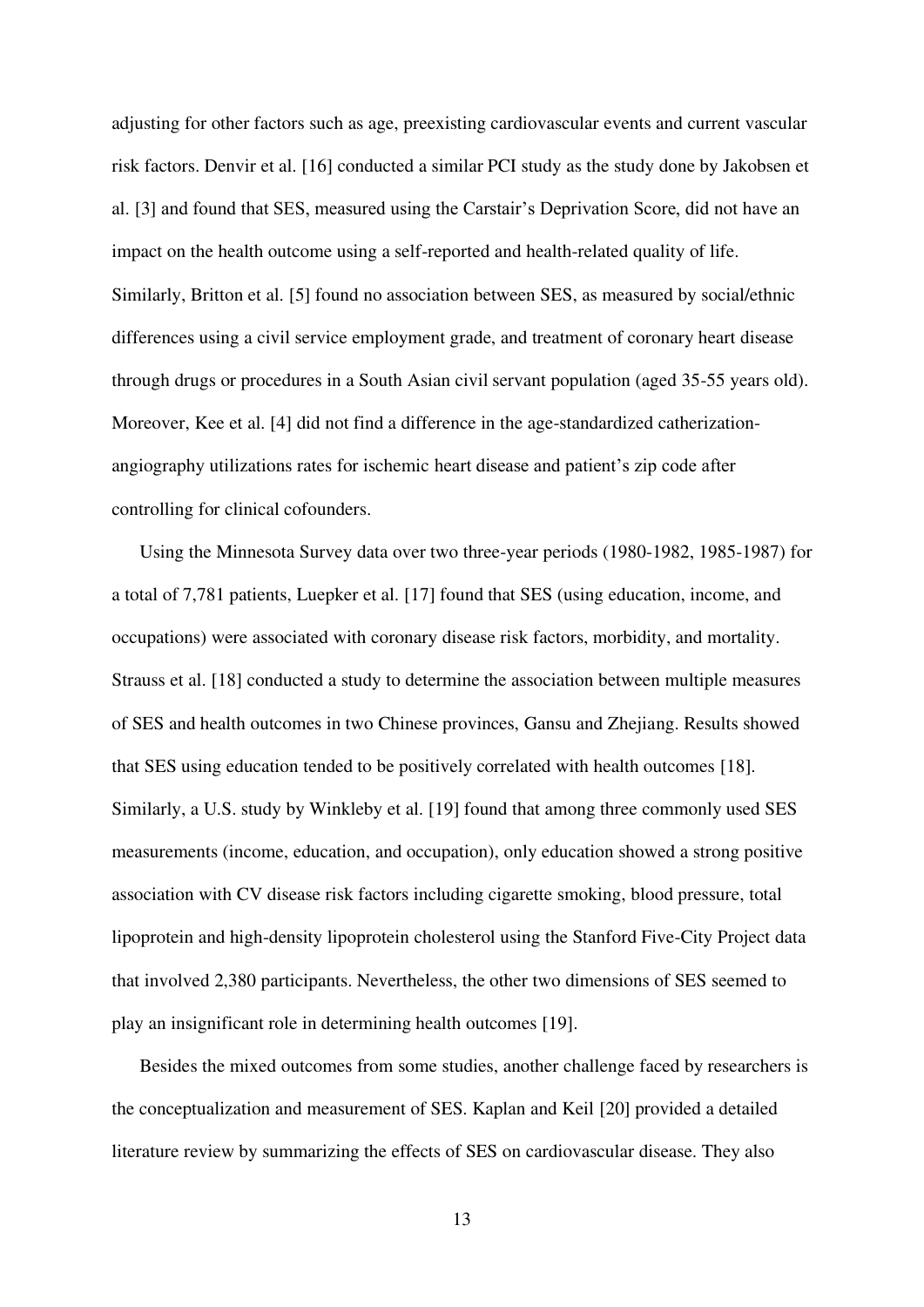adjusting for other factors such as age, preexisting cardiovascular events and current vascular risk factors. Denvir et al. [16] conducted a similar PCI study as the study done by Jakobsen et al. [3] and found that SES, measured using the Carstair's Deprivation Score, did not have an impact on the health outcome using a self-reported and health-related quality of life. Similarly, Britton et al. [5] found no association between SES, as measured by social/ethnic differences using a civil service employment grade, and treatment of coronary heart disease through drugs or procedures in a South Asian civil servant population (aged 35-55 years old). Moreover, Kee et al. [4] did not find a difference in the age-standardized catherization-angiography utilizations rates for ischemic heart disease and patient's zip code after controlling for clinical cofounders.

Using the Minnesota Survey data over two three-year periods (1980-1982, 1985-1987) for a total of 7,781 patients, Luepker et al. [17] found that SES (using education, income, and occupations) were associated with coronary disease risk factors, morbidity, and mortality. Strauss et al. [18] conducted a study to determine the association between multiple measures of SES and health outcomes in two Chinese provinces, Gansu and Zhejiang. Results showed that SES using education tended to be positively correlated with health outcomes [18]. Similarly, a U.S. study by Winkleby et al. [19] found that among three commonly used SES measurements (income, education, and occupation), only education showed a strong positive association with CV disease risk factors including cigarette smoking, blood pressure, total lipoprotein and high-density lipoprotein cholesterol using the Stanford Five-City Project data that involved 2,380 participants. Nevertheless, the other two dimensions of SES seemed to play an insignificant role in determining health outcomes [19].

Besides the mixed outcomes from some studies, another challenge faced by researchers is the conceptualization and measurement of SES. Kaplan and Keil [20] provided a detailed literature review by summarizing the effects of SES on cardiovascular disease. They also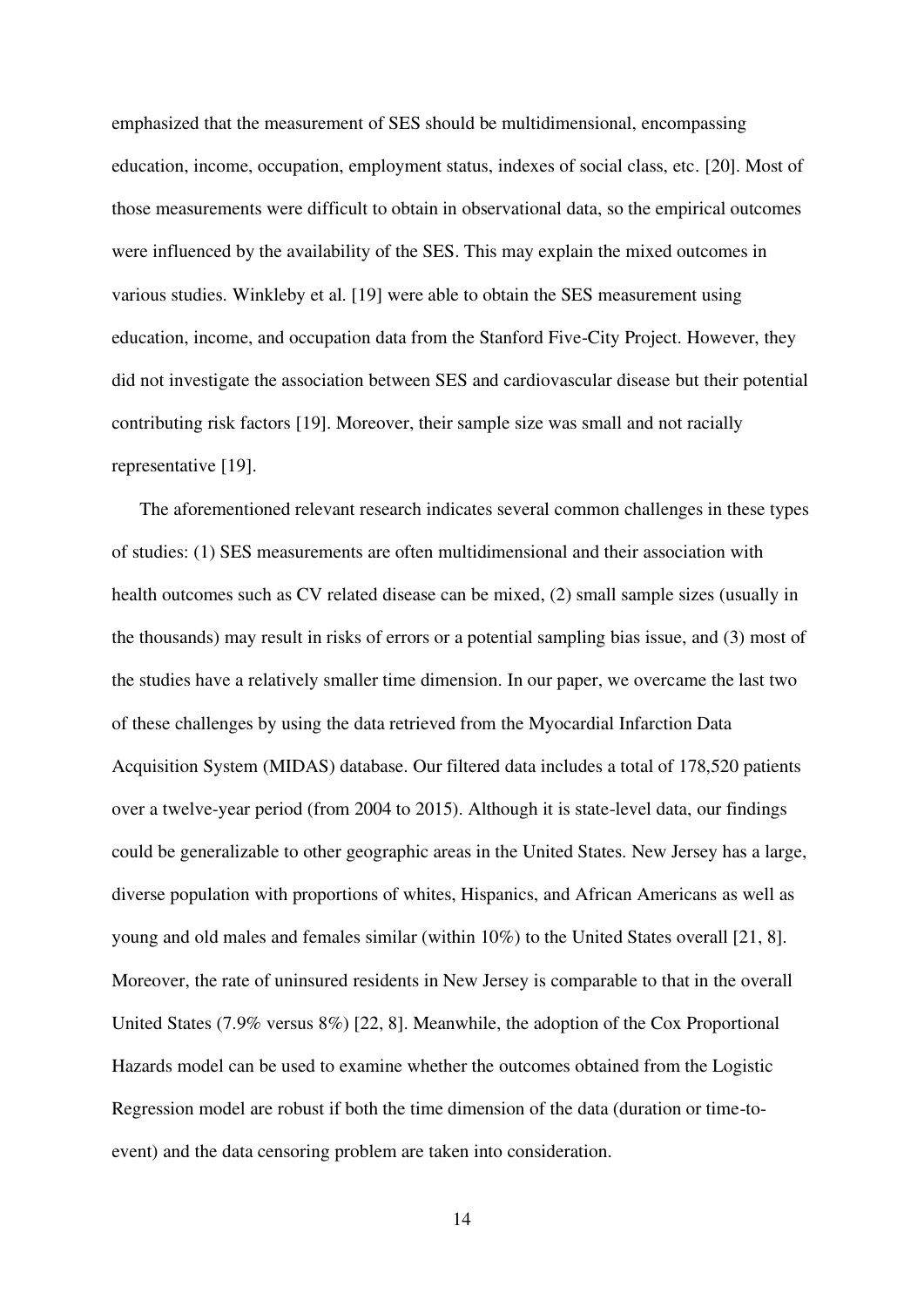emphasized that the measurement of SES should be multidimensional, encompassing education, income, occupation, employment status, indexes of social class, etc. [20]. Most of those measurements were difficult to obtain in observational data, so the empirical outcomes were influenced by the availability of the SES. This may explain the mixed outcomes in various studies. Winkleby et al. [19] were able to obtain the SES measurement using education, income, and occupation data from the Stanford Five-City Project. However, they did not investigate the association between SES and cardiovascular disease but their potential contributing risk factors [19]. Moreover, their sample size was small and not racially representative [19].

The aforementioned relevant research indicates several common challenges in these types of studies: (1) SES measurements are often multidimensional and their association with health outcomes such as CV related disease can be mixed, (2) small sample sizes (usually in the thousands) may result in risks of errors or a potential sampling bias issue, and (3) most of the studies have a relatively smaller time dimension. In our paper, we overcame the last two of these challenges by using the data retrieved from the Myocardial Infarction Data Acquisition System (MIDAS) database. Our filtered data includes a total of 178,520 patients over a twelve-year period (from 2004 to 2015). Although it is state-level data, our findings could be generalizable to other geographic areas in the United States. New Jersey has a large, diverse population with proportions of whites, Hispanics, and African Americans as well as young and old males and females similar (within 10%) to the United States overall [21, 8]. Moreover, the rate of uninsured residents in New Jersey is comparable to that in the overall United States (7.9% versus 8%) [22, 8]. Meanwhile, the adoption of the Cox Proportional Hazards model can be used to examine whether the outcomes obtained from the Logistic Regression model are robust if both the time dimension of the data (duration or time-to-event) and the data censoring problem are taken into consideration.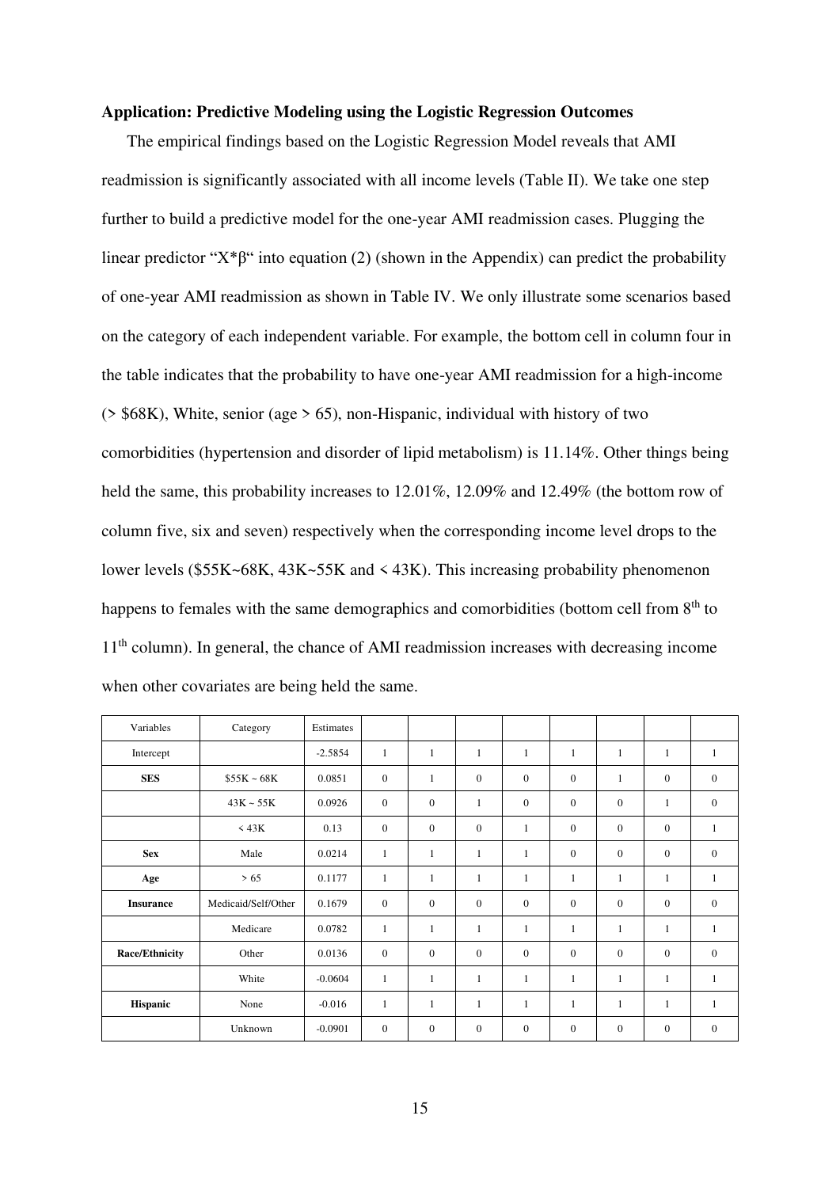**Application: Predictive Modeling using the Logistic Regression Outcomes**

The empirical findings based on the Logistic Regression Model reveals that AMI readmission is significantly associated with all income levels (Table II). We take one step further to build a predictive model for the one-year AMI readmission cases. Plugging the linear predictor "X*β" into equation (2) (shown in the Appendix) can predict the probability of one-year AMI readmission as shown in Table IV. We only illustrate some scenarios based on the category of each independent variable. For example, the bottom cell in column four in the table indicates that the probability to have one-year AMI readmission for a high-income (> $68K), White, senior (age > 65), non-Hispanic, individual with history of two comorbidities (hypertension and disorder of lipid metabolism) is 11.14%. Other things being held the same, this probability increases to 12.01%, 12.09% and 12.49% (the bottom row of column five, six and seven) respectively when the corresponding income level drops to the lower levels ($55K~68K, 43K~55K and < 43K). This increasing probability phenomenon happens to females with the same demographics and comorbidities (bottom cell from 8th to 11th column). In general, the chance of AMI readmission increases with decreasing income when other covariates are being held the same.

| Variables | Category | Estimates | | | | | | | | |
|---|---|---|---|---|---|---|---|---|---|---|
| Intercept | | -2.5854 | 1 | 1 | 1 | 1 | 1 | 1 | 1 | 1 |
| **SES** | $55K ~ 68K | 0.0851 | 0 | 1 | 0 | 0 | 0 | 1 | 0 | 0 |
| | 43K ~ 55K | 0.0926 | 0 | 0 | 1 | 0 | 0 | 0 | 1 | 0 |
| | < 43K | 0.13 | 0 | 0 | 0 | 1 | 0 | 0 | 0 | 1 |
| **Sex** | Male | 0.0214 | 1 | 1 | 1 | 1 | 0 | 0 | 0 | 0 |
| **Age** | > 65 | 0.1177 | 1 | 1 | 1 | 1 | 1 | 1 | 1 | 1 |
| **Insurance** | Medicaid/Self/Other | 0.1679 | 0 | 0 | 0 | 0 | 0 | 0 | 0 | 0 |
| | Medicare | 0.0782 | 1 | 1 | 1 | 1 | 1 | 1 | 1 | 1 |
| **Race/Ethnicity** | Other | 0.0136 | 0 | 0 | 0 | 0 | 0 | 0 | 0 | 0 |
| | White | -0.0604 | 1 | 1 | 1 | 1 | 1 | 1 | 1 | 1 |
| **Hispanic** | None | -0.016 | 1 | 1 | 1 | 1 | 1 | 1 | 1 | 1 |
| | Unknown | -0.0901 | 0 | 0 | 0 | 0 | 0 | 0 | 0 | 0 |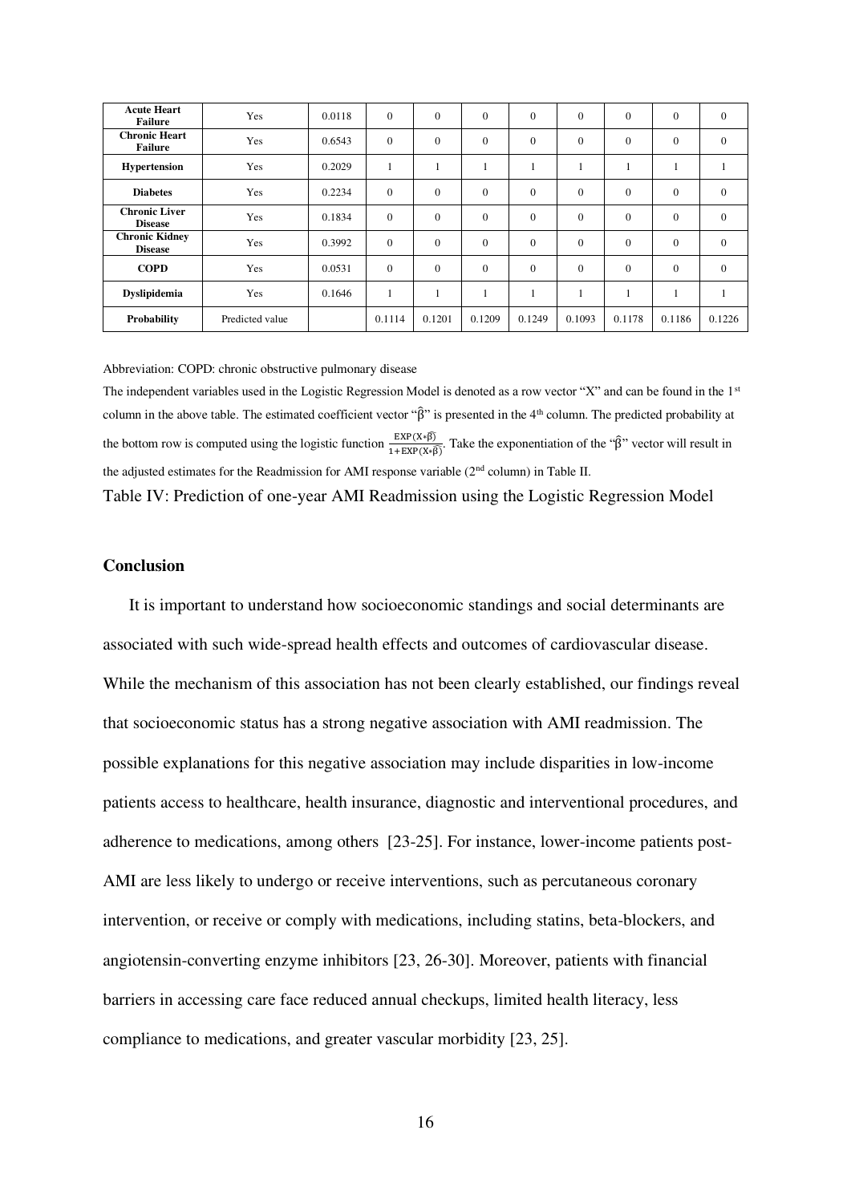| **Acute Heart Failure** | Yes | 0.0118 | 0 | 0 | 0 | 0 | 0 | 0 | 0 | 0 |
|---|---|---|---|---|---|---|---|---|---|---|
| **Chronic Heart Failure** | Yes | 0.6543 | 0 | 0 | 0 | 0 | 0 | 0 | 0 | 0 |
| **Hypertension** | Yes | 0.2029 | 1 | 1 | 1 | 1 | 1 | 1 | 1 | 1 |
| **Diabetes** | Yes | 0.2234 | 0 | 0 | 0 | 0 | 0 | 0 | 0 | 0 |
| **Chronic Liver Disease** | Yes | 0.1834 | 0 | 0 | 0 | 0 | 0 | 0 | 0 | 0 |
| **Chronic Kidney Disease** | Yes | 0.3992 | 0 | 0 | 0 | 0 | 0 | 0 | 0 | 0 |
| **COPD** | Yes | 0.0531 | 0 | 0 | 0 | 0 | 0 | 0 | 0 | 0 |
| **Dyslipidemia** | Yes | 0.1646 | 1 | 1 | 1 | 1 | 1 | 1 | 1 | 1 |
| **Probability** | Predicted value | | 0.1114 | 0.1201 | 0.1209 | 0.1249 | 0.1093 | 0.1178 | 0.1186 | 0.1226 |

Abbreviation: COPD: chronic obstructive pulmonary disease

The independent variables used in the Logistic Regression Model is denoted as a row vector "X" and can be found in the 1st column in the above table. The estimated coefficient vector "$\hat{\beta}$" is presented in the 4th column. The predicted probability at the bottom row is computed using the logistic function $\frac{EXP(X*\hat{\beta})}{1+EXP(X*\hat{\beta})}$. Take the exponentiation of the "$\hat{\beta}$" vector will result in the adjusted estimates for the Readmission for AMI response variable (2nd column) in Table II.

Table IV: Prediction of one-year AMI Readmission using the Logistic Regression Model

## Conclusion

It is important to understand how socioeconomic standings and social determinants are associated with such wide-spread health effects and outcomes of cardiovascular disease. While the mechanism of this association has not been clearly established, our findings reveal that socioeconomic status has a strong negative association with AMI readmission. The possible explanations for this negative association may include disparities in low-income patients access to healthcare, health insurance, diagnostic and interventional procedures, and adherence to medications, among others [23-25]. For instance, lower-income patients post-AMI are less likely to undergo or receive interventions, such as percutaneous coronary intervention, or receive or comply with medications, including statins, beta-blockers, and angiotensin-converting enzyme inhibitors [23, 26-30]. Moreover, patients with financial barriers in accessing care face reduced annual checkups, limited health literacy, less compliance to medications, and greater vascular morbidity [23, 25].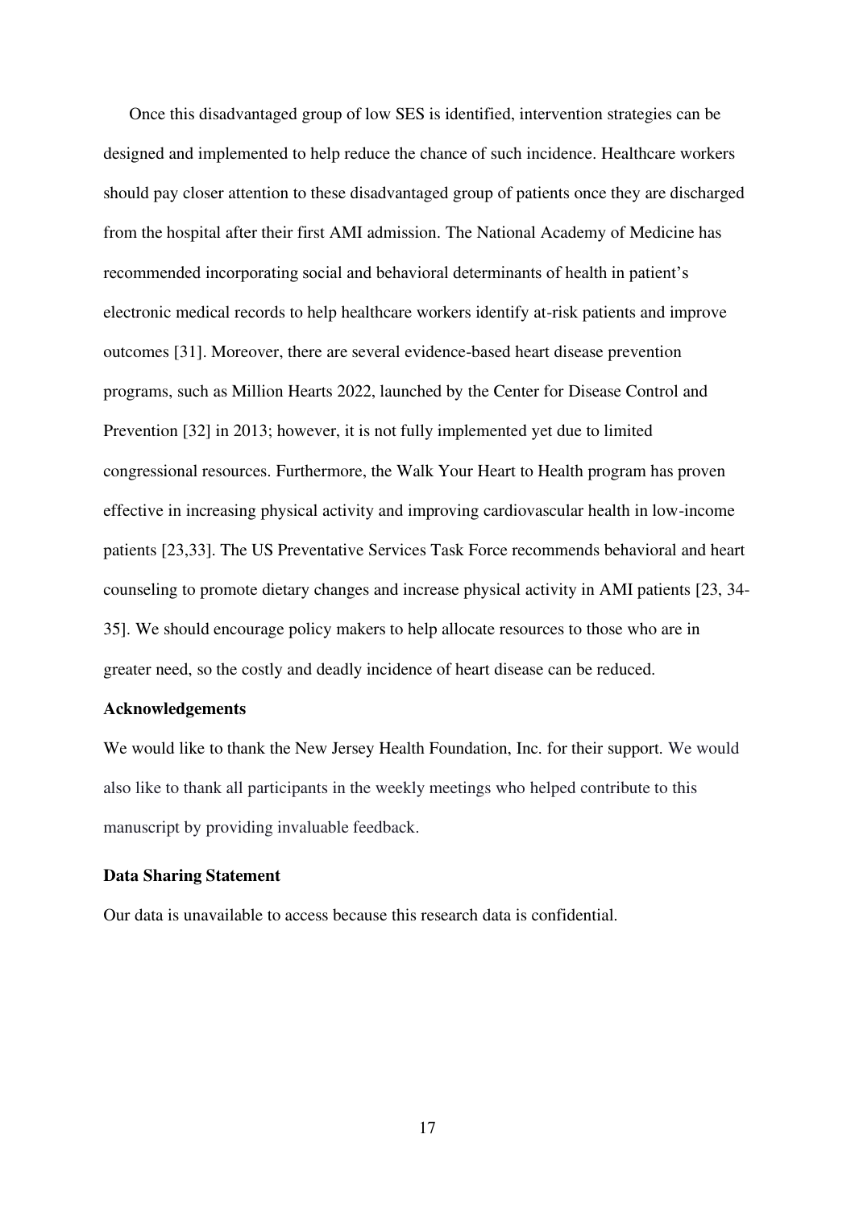Once this disadvantaged group of low SES is identified, intervention strategies can be designed and implemented to help reduce the chance of such incidence. Healthcare workers should pay closer attention to these disadvantaged group of patients once they are discharged from the hospital after their first AMI admission. The National Academy of Medicine has recommended incorporating social and behavioral determinants of health in patient's electronic medical records to help healthcare workers identify at-risk patients and improve outcomes [31]. Moreover, there are several evidence-based heart disease prevention programs, such as Million Hearts 2022, launched by the Center for Disease Control and Prevention [32] in 2013; however, it is not fully implemented yet due to limited congressional resources. Furthermore, the Walk Your Heart to Health program has proven effective in increasing physical activity and improving cardiovascular health in low-income patients [23,33]. The US Preventative Services Task Force recommends behavioral and heart counseling to promote dietary changes and increase physical activity in AMI patients [23, 34-35]. We should encourage policy makers to help allocate resources to those who are in greater need, so the costly and deadly incidence of heart disease can be reduced.

**Acknowledgements**

We would like to thank the New Jersey Health Foundation, Inc. for their support. We would also like to thank all participants in the weekly meetings who helped contribute to this manuscript by providing invaluable feedback.

**Data Sharing Statement**

Our data is unavailable to access because this research data is confidential.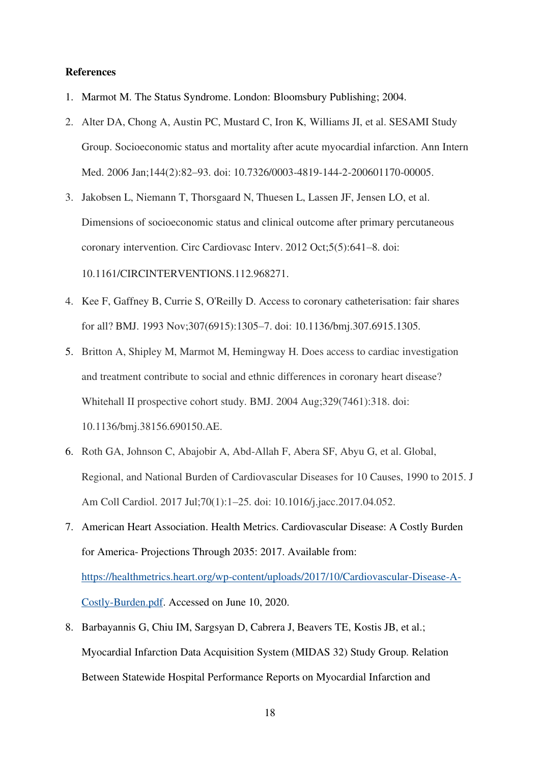**References**

1. Marmot M. The Status Syndrome. London: Bloomsbury Publishing; 2004.
2. Alter DA, Chong A, Austin PC, Mustard C, Iron K, Williams JI, et al. SESAMI Study Group. Socioeconomic status and mortality after acute myocardial infarction. Ann Intern Med. 2006 Jan;144(2):82–93. doi: 10.7326/0003-4819-144-2-200601170-00005.
3. Jakobsen L, Niemann T, Thorsgaard N, Thuesen L, Lassen JF, Jensen LO, et al. Dimensions of socioeconomic status and clinical outcome after primary percutaneous coronary intervention. Circ Cardiovasc Interv. 2012 Oct;5(5):641–8. doi: 10.1161/CIRCINTERVENTIONS.112.968271.
4. Kee F, Gaffney B, Currie S, O'Reilly D. Access to coronary catheterisation: fair shares for all? BMJ. 1993 Nov;307(6915):1305–7. doi: 10.1136/bmj.307.6915.1305.
5. Britton A, Shipley M, Marmot M, Hemingway H. Does access to cardiac investigation and treatment contribute to social and ethnic differences in coronary heart disease? Whitehall II prospective cohort study. BMJ. 2004 Aug;329(7461):318. doi: 10.1136/bmj.38156.690150.AE.
6. Roth GA, Johnson C, Abajobir A, Abd-Allah F, Abera SF, Abyu G, et al. Global, Regional, and National Burden of Cardiovascular Diseases for 10 Causes, 1990 to 2015. J Am Coll Cardiol. 2017 Jul;70(1):1–25. doi: 10.1016/j.jacc.2017.04.052.
7. American Heart Association. Health Metrics. Cardiovascular Disease: A Costly Burden for America- Projections Through 2035: 2017. Available from: https://healthmetrics.heart.org/wp-content/uploads/2017/10/Cardiovascular-Disease-A-Costly-Burden.pdf. Accessed on June 10, 2020.
8. Barbayannis G, Chiu IM, Sargsyan D, Cabrera J, Beavers TE, Kostis JB, et al.; Myocardial Infarction Data Acquisition System (MIDAS 32) Study Group. Relation Between Statewide Hospital Performance Reports on Myocardial Infarction and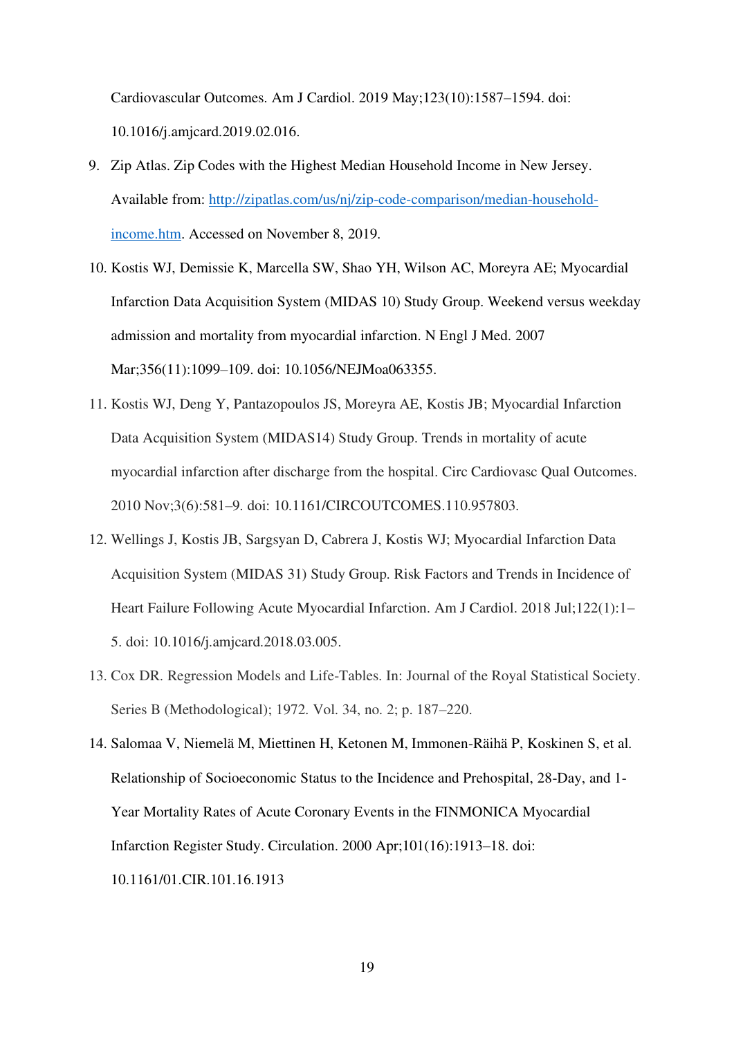Cardiovascular Outcomes. Am J Cardiol. 2019 May;123(10):1587–1594. doi: 10.1016/j.amjcard.2019.02.016.

9. Zip Atlas. Zip Codes with the Highest Median Household Income in New Jersey. Available from: [http://zipatlas.com/us/nj/zip-code-comparison/median-household-income.htm](http://zipatlas.com/us/nj/zip-code-comparison/median-household-income.htm). Accessed on November 8, 2019.
10. Kostis WJ, Demissie K, Marcella SW, Shao YH, Wilson AC, Moreyra AE; Myocardial Infarction Data Acquisition System (MIDAS 10) Study Group. Weekend versus weekday admission and mortality from myocardial infarction. N Engl J Med. 2007 Mar;356(11):1099–109. doi: 10.1056/NEJMoa063355.
11. Kostis WJ, Deng Y, Pantazopoulos JS, Moreyra AE, Kostis JB; Myocardial Infarction Data Acquisition System (MIDAS14) Study Group. Trends in mortality of acute myocardial infarction after discharge from the hospital. Circ Cardiovasc Qual Outcomes. 2010 Nov;3(6):581–9. doi: 10.1161/CIRCOUTCOMES.110.957803.
12. Wellings J, Kostis JB, Sargsyan D, Cabrera J, Kostis WJ; Myocardial Infarction Data Acquisition System (MIDAS 31) Study Group. Risk Factors and Trends in Incidence of Heart Failure Following Acute Myocardial Infarction. Am J Cardiol. 2018 Jul;122(1):1–5. doi: 10.1016/j.amjcard.2018.03.005.
13. Cox DR. Regression Models and Life-Tables. In: Journal of the Royal Statistical Society. Series B (Methodological); 1972. Vol. 34, no. 2; p. 187–220.
14. Salomaa V, Niemelä M, Miettinen H, Ketonen M, Immonen-Räihä P, Koskinen S, et al. Relationship of Socioeconomic Status to the Incidence and Prehospital, 28-Day, and 1-Year Mortality Rates of Acute Coronary Events in the FINMONICA Myocardial Infarction Register Study. Circulation. 2000 Apr;101(16):1913–18. doi: 10.1161/01.CIR.101.16.1913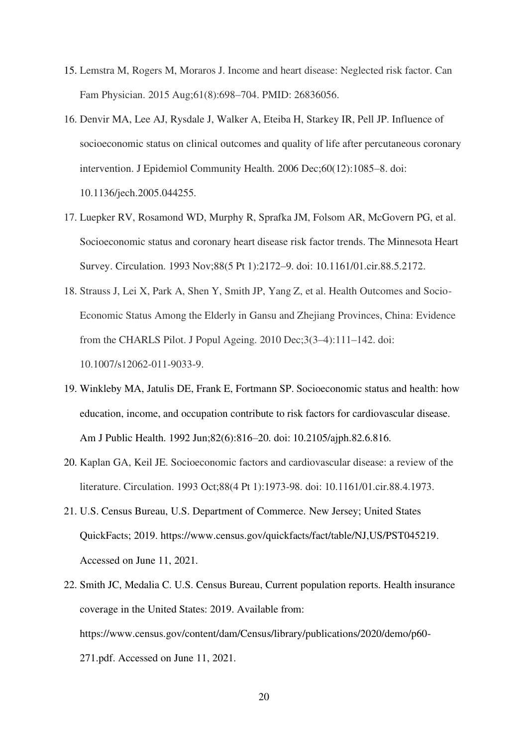15. Lemstra M, Rogers M, Moraros J. Income and heart disease: Neglected risk factor. Can Fam Physician. 2015 Aug;61(8):698–704. PMID: 26836056.
16. Denvir MA, Lee AJ, Rysdale J, Walker A, Eteiba H, Starkey IR, Pell JP. Influence of socioeconomic status on clinical outcomes and quality of life after percutaneous coronary intervention. J Epidemiol Community Health. 2006 Dec;60(12):1085–8. doi: 10.1136/jech.2005.044255.
17. Luepker RV, Rosamond WD, Murphy R, Sprafka JM, Folsom AR, McGovern PG, et al. Socioeconomic status and coronary heart disease risk factor trends. The Minnesota Heart Survey. Circulation. 1993 Nov;88(5 Pt 1):2172–9. doi: 10.1161/01.cir.88.5.2172.
18. Strauss J, Lei X, Park A, Shen Y, Smith JP, Yang Z, et al. Health Outcomes and Socio-Economic Status Among the Elderly in Gansu and Zhejiang Provinces, China: Evidence from the CHARLS Pilot. J Popul Ageing. 2010 Dec;3(3–4):111–142. doi: 10.1007/s12062-011-9033-9.
19. Winkleby MA, Jatulis DE, Frank E, Fortmann SP. Socioeconomic status and health: how education, income, and occupation contribute to risk factors for cardiovascular disease. Am J Public Health. 1992 Jun;82(6):816–20. doi: 10.2105/ajph.82.6.816.
20. Kaplan GA, Keil JE. Socioeconomic factors and cardiovascular disease: a review of the literature. Circulation. 1993 Oct;88(4 Pt 1):1973-98. doi: 10.1161/01.cir.88.4.1973.
21. U.S. Census Bureau, U.S. Department of Commerce. New Jersey; United States QuickFacts; 2019. https://www.census.gov/quickfacts/fact/table/NJ,US/PST045219. Accessed on June 11, 2021.
22. Smith JC, Medalia C. U.S. Census Bureau, Current population reports. Health insurance coverage in the United States: 2019. Available from: https://www.census.gov/content/dam/Census/library/publications/2020/demo/p60-271.pdf. Accessed on June 11, 2021.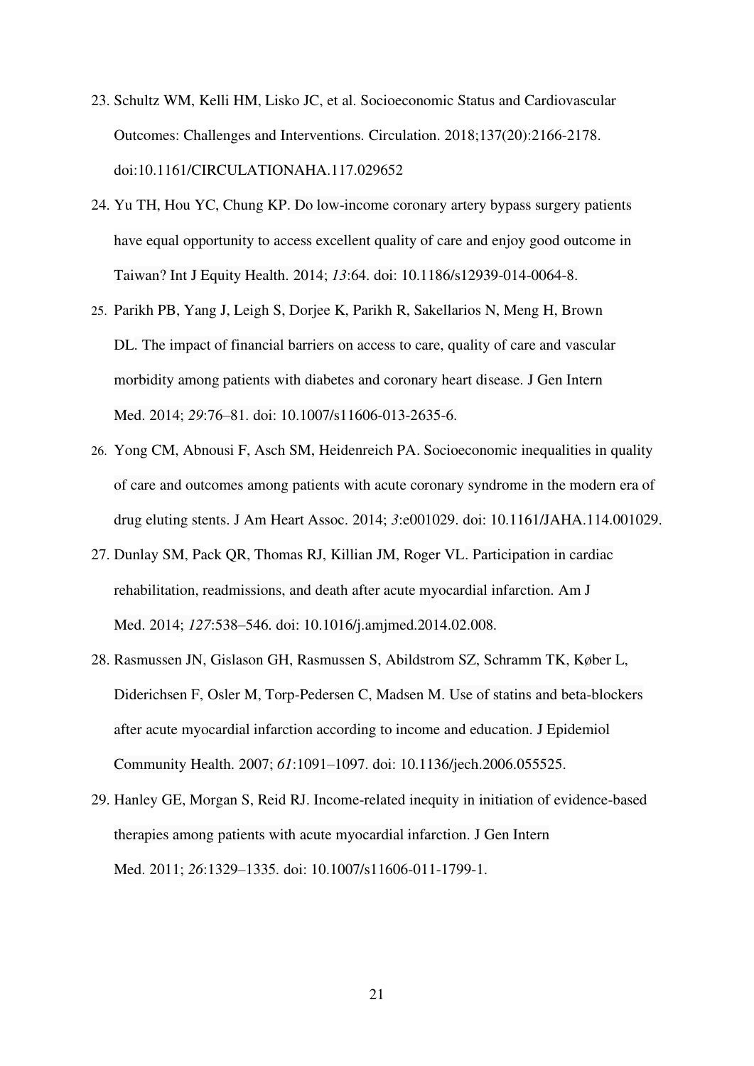23. Schultz WM, Kelli HM, Lisko JC, et al. Socioeconomic Status and Cardiovascular Outcomes: Challenges and Interventions. Circulation. 2018;137(20):2166-2178. doi:10.1161/CIRCULATIONAHA.117.029652
24. Yu TH, Hou YC, Chung KP. Do low-income coronary artery bypass surgery patients have equal opportunity to access excellent quality of care and enjoy good outcome in Taiwan? Int J Equity Health. 2014; *13*:64. doi: 10.1186/s12939-014-0064-8.
25. Parikh PB, Yang J, Leigh S, Dorjee K, Parikh R, Sakellarios N, Meng H, Brown DL. The impact of financial barriers on access to care, quality of care and vascular morbidity among patients with diabetes and coronary heart disease. J Gen Intern Med. 2014; *29*:76–81. doi: 10.1007/s11606-013-2635-6.
26. Yong CM, Abnousi F, Asch SM, Heidenreich PA. Socioeconomic inequalities in quality of care and outcomes among patients with acute coronary syndrome in the modern era of drug eluting stents. J Am Heart Assoc. 2014; *3*:e001029. doi: 10.1161/JAHA.114.001029.
27. Dunlay SM, Pack QR, Thomas RJ, Killian JM, Roger VL. Participation in cardiac rehabilitation, readmissions, and death after acute myocardial infarction. Am J Med. 2014; *127*:538–546. doi: 10.1016/j.amjmed.2014.02.008.
28. Rasmussen JN, Gislason GH, Rasmussen S, Abildstrom SZ, Schramm TK, Køber L, Diderichsen F, Osler M, Torp-Pedersen C, Madsen M. Use of statins and beta-blockers after acute myocardial infarction according to income and education. J Epidemiol Community Health. 2007; *61*:1091–1097. doi: 10.1136/jech.2006.055525.
29. Hanley GE, Morgan S, Reid RJ. Income-related inequity in initiation of evidence-based therapies among patients with acute myocardial infarction. J Gen Intern Med. 2011; *26*:1329–1335. doi: 10.1007/s11606-011-1799-1.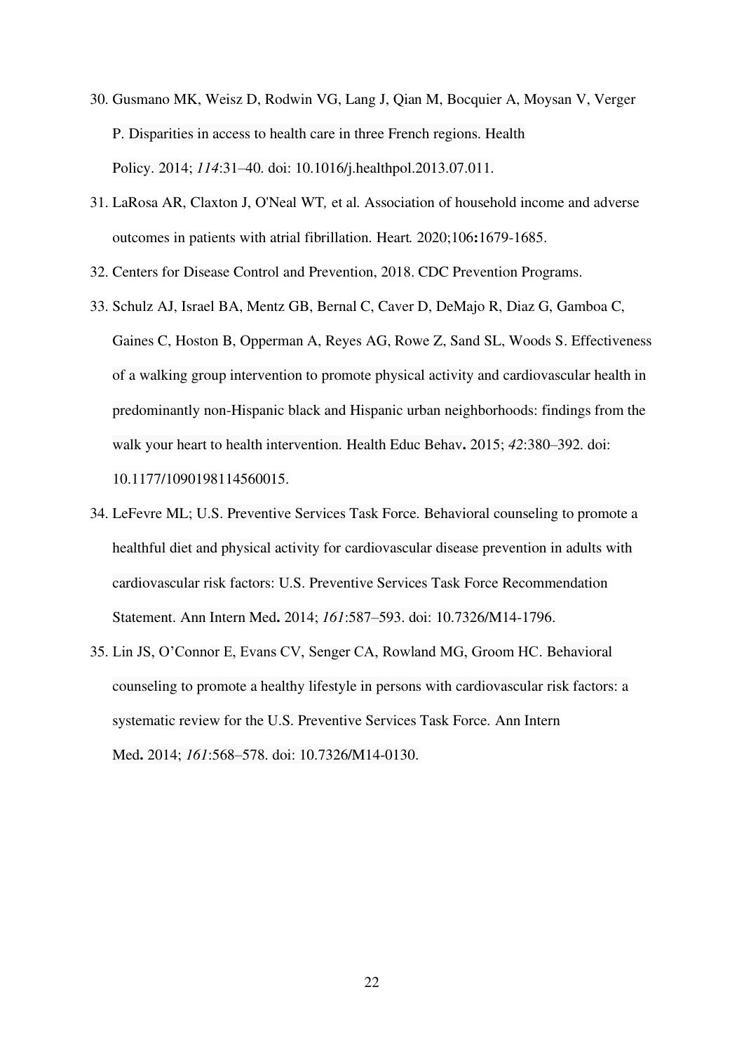30. Gusmano MK, Weisz D, Rodwin VG, Lang J, Qian M, Bocquier A, Moysan V, Verger P. Disparities in access to health care in three French regions. Health Policy. 2014; *114*:31–40. doi: 10.1016/j.healthpol.2013.07.011.
31. LaRosa AR, Claxton J, O'Neal WT*,* et al*.* Association of household income and adverse outcomes in patients with atrial fibrillation. Heart*.* 2020;106**:**1679-1685.
32. Centers for Disease Control and Prevention, 2018. CDC Prevention Programs.
33. Schulz AJ, Israel BA, Mentz GB, Bernal C, Caver D, DeMajo R, Diaz G, Gamboa C, Gaines C, Hoston B, Opperman A, Reyes AG, Rowe Z, Sand SL, Woods S. Effectiveness of a walking group intervention to promote physical activity and cardiovascular health in predominantly non-Hispanic black and Hispanic urban neighborhoods: findings from the walk your heart to health intervention. Health Educ Behav**.** 2015; *42*:380–392. doi: 10.1177/1090198114560015.
34. LeFevre ML; U.S. Preventive Services Task Force. Behavioral counseling to promote a healthful diet and physical activity for cardiovascular disease prevention in adults with cardiovascular risk factors: U.S. Preventive Services Task Force Recommendation Statement. Ann Intern Med**.** 2014; *161*:587–593. doi: 10.7326/M14-1796.
35. Lin JS, O'Connor E, Evans CV, Senger CA, Rowland MG, Groom HC. Behavioral counseling to promote a healthy lifestyle in persons with cardiovascular risk factors: a systematic review for the U.S. Preventive Services Task Force. Ann Intern Med**.** 2014; *161*:568–578. doi: 10.7326/M14-0130.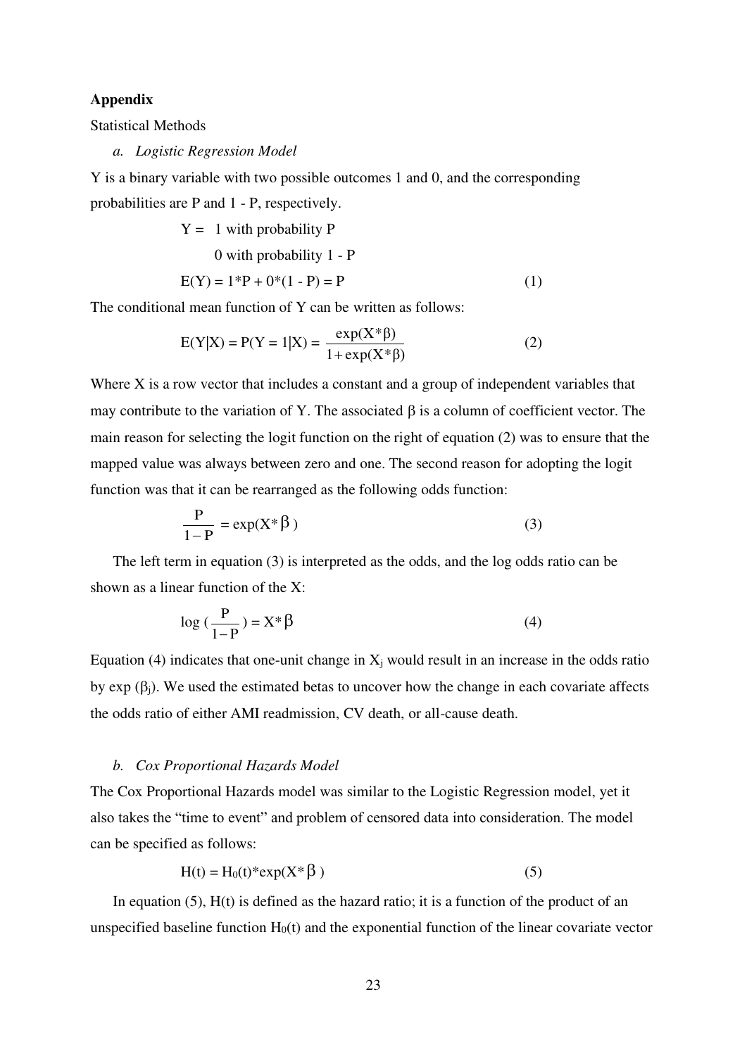**Appendix**

Statistical Methods

*a. Logistic Regression Model*

Y is a binary variable with two possible outcomes 1 and 0, and the corresponding probabilities are P and 1 - P, respectively.

$$Y = \begin{cases} 1 \text{ with probability P} \\ 0 \text{ with probability 1 - P} \end{cases}$$

$$E(Y) = 1*P + 0*(1 - P) = P \tag{1}$$

The conditional mean function of Y can be written as follows:

$$E(Y|X) = P(Y = 1|X) = \frac{\exp(X*\beta)}{1 + \exp(X*\beta)} \tag{2}$$

Where X is a row vector that includes a constant and a group of independent variables that may contribute to the variation of Y. The associated β is a column of coefficient vector. The main reason for selecting the logit function on the right of equation (2) was to ensure that the mapped value was always between zero and one. The second reason for adopting the logit function was that it can be rearranged as the following odds function:

$$\frac{P}{1 - P} = \exp(X*\beta) \tag{3}$$

The left term in equation (3) is interpreted as the odds, and the log odds ratio can be shown as a linear function of the X:

$$\log\left(\frac{P}{1 - P}\right) = X*\beta \tag{4}$$

Equation (4) indicates that one-unit change in $X_j$ would result in an increase in the odds ratio by exp ($\beta_j$). We used the estimated betas to uncover how the change in each covariate affects the odds ratio of either AMI readmission, CV death, or all-cause death.

*b. Cox Proportional Hazards Model*

The Cox Proportional Hazards model was similar to the Logistic Regression model, yet it also takes the "time to event" and problem of censored data into consideration. The model can be specified as follows:

$$H(t) = H_0(t)*\exp(X*\beta) \tag{5}$$

In equation (5), H(t) is defined as the hazard ratio; it is a function of the product of an unspecified baseline function $H_0(t)$ and the exponential function of the linear covariate vector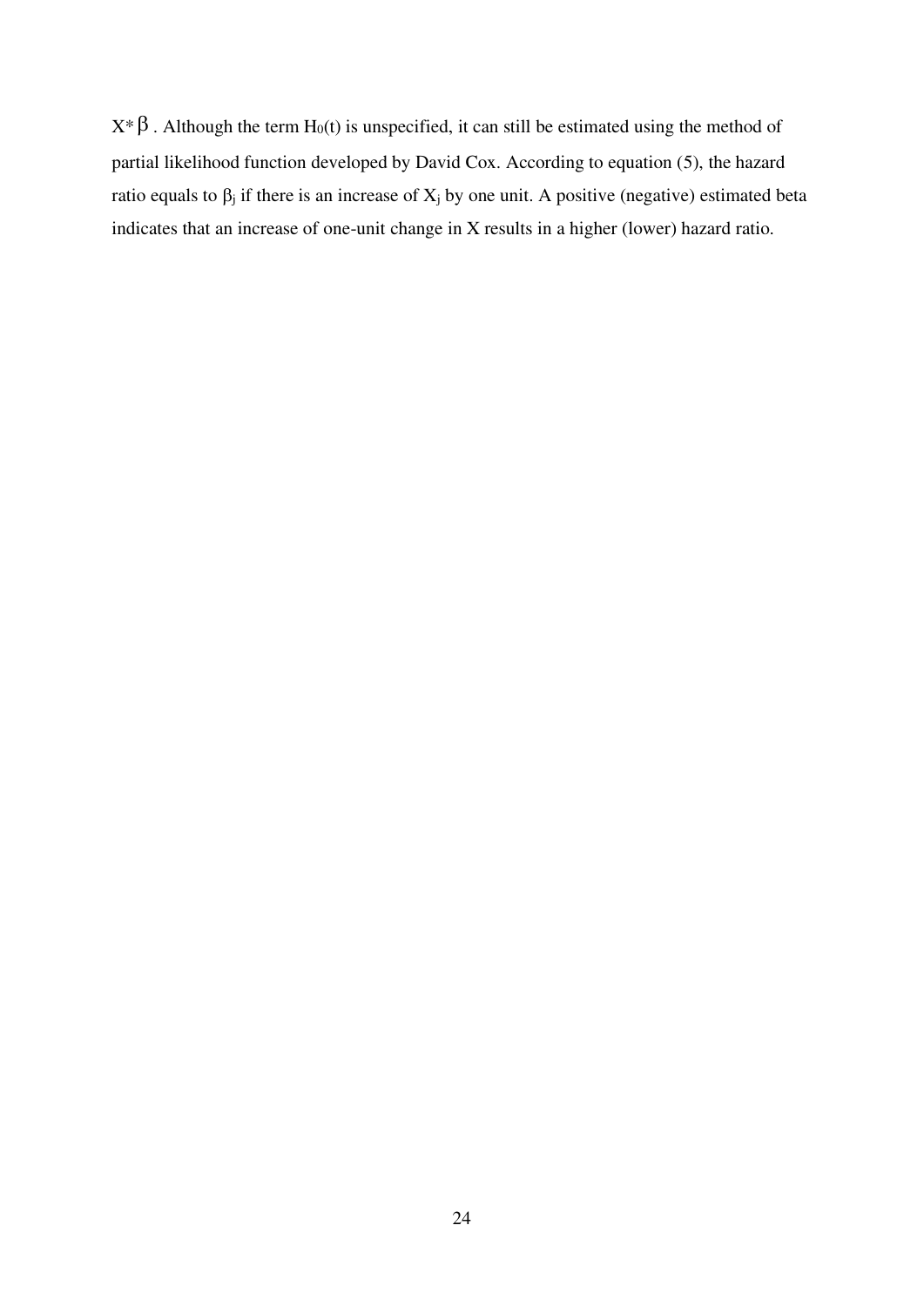$X^*\beta$ . Although the term $H_0(t)$ is unspecified, it can still be estimated using the method of partial likelihood function developed by David Cox. According to equation (5), the hazard ratio equals to $\beta_j$ if there is an increase of $X_j$ by one unit. A positive (negative) estimated beta indicates that an increase of one-unit change in X results in a higher (lower) hazard ratio.